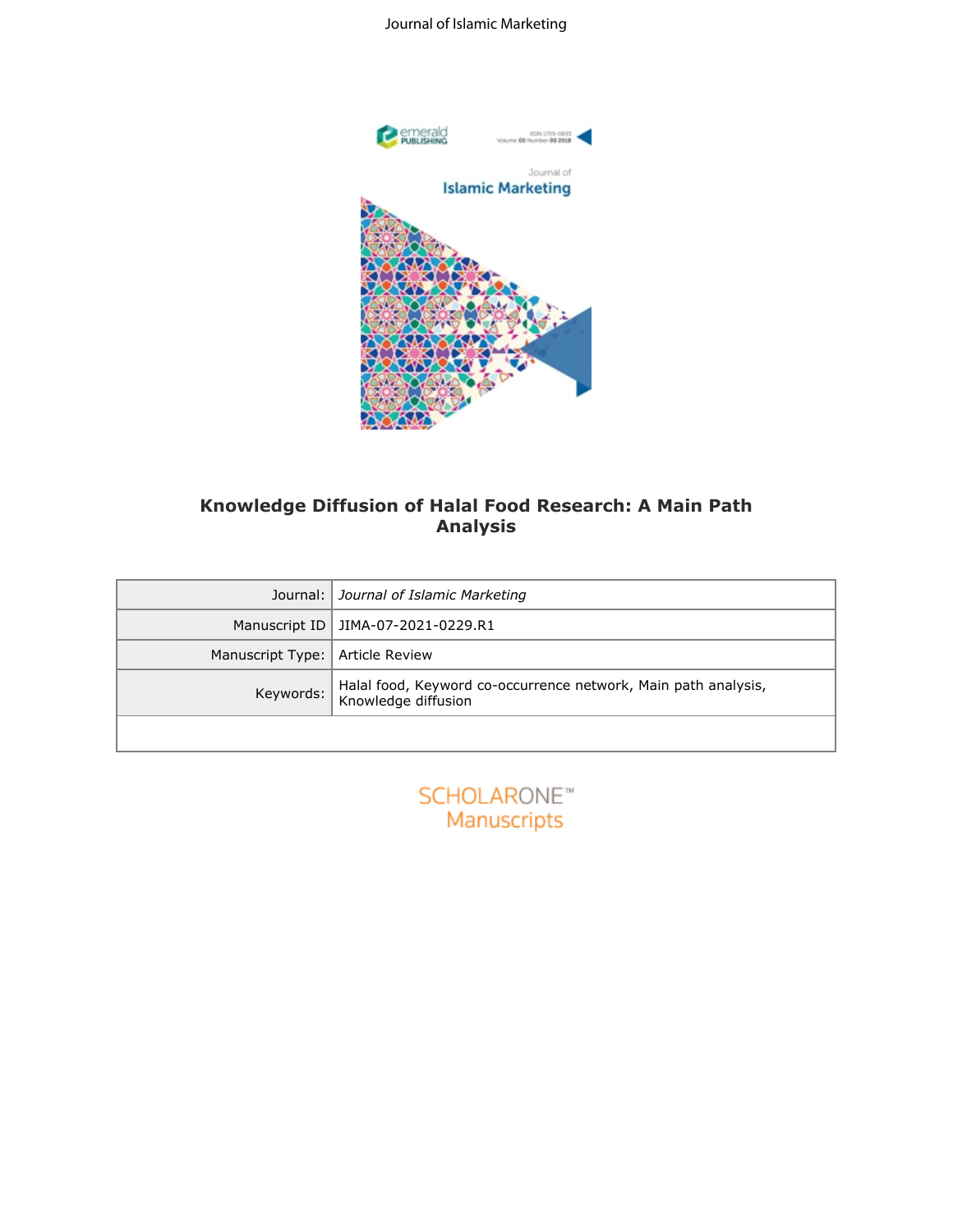# Knowledge Diffusion of Halal Food Research: A Main Path Analysis

| Journal: | *Journal of Islamic Marketing* |
|---|---|
| Manuscript ID | JIMA-07-2021-0229.R1 |
| Manuscript Type: | Article Review |
| Keywords: | Halal food, Keyword co-occurrence network, Main path analysis, Knowledge diffusion |
| | |

SCHOLARONE™ Manuscripts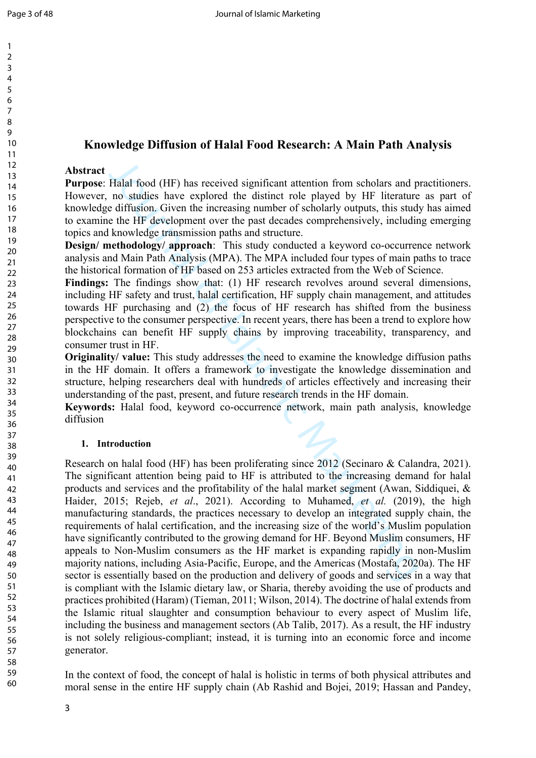# Knowledge Diffusion of Halal Food Research: A Main Path Analysis

**Abstract**

**Purpose**: Halal food (HF) has received significant attention from scholars and practitioners. However, no studies have explored the distinct role played by HF literature as part of knowledge diffusion. Given the increasing number of scholarly outputs, this study has aimed to examine the HF development over the past decades comprehensively, including emerging topics and knowledge transmission paths and structure.

**Design/ methodology/ approach**: This study conducted a keyword co-occurrence network analysis and Main Path Analysis (MPA). The MPA included four types of main paths to trace the historical formation of HF based on 253 articles extracted from the Web of Science.

**Findings:** The findings show that: (1) HF research revolves around several dimensions, including HF safety and trust, halal certification, HF supply chain management, and attitudes towards HF purchasing and (2) the focus of HF research has shifted from the business perspective to the consumer perspective. In recent years, there has been a trend to explore how blockchains can benefit HF supply chains by improving traceability, transparency, and consumer trust in HF.

**Originality/ value:** This study addresses the need to examine the knowledge diffusion paths in the HF domain. It offers a framework to investigate the knowledge dissemination and structure, helping researchers deal with hundreds of articles effectively and increasing their understanding of the past, present, and future research trends in the HF domain.

**Keywords:** Halal food, keyword co-occurrence network, main path analysis, knowledge diffusion

## 1. Introduction

Research on halal food (HF) has been proliferating since 2012 (Secinaro & Calandra, 2021). The significant attention being paid to HF is attributed to the increasing demand for halal products and services and the profitability of the halal market segment (Awan, Siddiquei, & Haider, 2015; Rejeb, *et al*., 2021). According to Muhamed, *et al.* (2019), the high manufacturing standards, the practices necessary to develop an integrated supply chain, the requirements of halal certification, and the increasing size of the world's Muslim population have significantly contributed to the growing demand for HF. Beyond Muslim consumers, HF appeals to Non-Muslim consumers as the HF market is expanding rapidly in non-Muslim majority nations, including Asia-Pacific, Europe, and the Americas (Mostafa, 2020a). The HF sector is essentially based on the production and delivery of goods and services in a way that is compliant with the Islamic dietary law, or Sharia, thereby avoiding the use of products and practices prohibited (Haram) (Tieman, 2011; Wilson, 2014). The doctrine of halal extends from the Islamic ritual slaughter and consumption behaviour to every aspect of Muslim life, including the business and management sectors (Ab Talib, 2017). As a result, the HF industry is not solely religious-compliant; instead, it is turning into an economic force and income generator.

In the context of food, the concept of halal is holistic in terms of both physical attributes and moral sense in the entire HF supply chain (Ab Rashid and Bojei, 2019; Hassan and Pandey,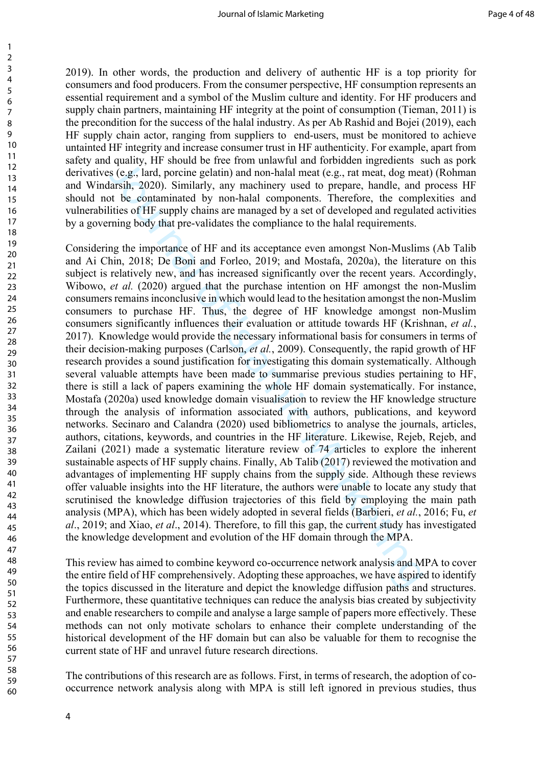2019). In other words, the production and delivery of authentic HF is a top priority for consumers and food producers. From the consumer perspective, HF consumption represents an essential requirement and a symbol of the Muslim culture and identity. For HF producers and supply chain partners, maintaining HF integrity at the point of consumption (Tieman, 2011) is the precondition for the success of the halal industry. As per Ab Rashid and Bojei (2019), each HF supply chain actor, ranging from suppliers to end-users, must be monitored to achieve untainted HF integrity and increase consumer trust in HF authenticity. For example, apart from safety and quality, HF should be free from unlawful and forbidden ingredients such as pork derivatives (e.g., lard, porcine gelatin) and non-halal meat (e.g., rat meat, dog meat) (Rohman and Windarsih, 2020). Similarly, any machinery used to prepare, handle, and process HF should not be contaminated by non-halal components. Therefore, the complexities and vulnerabilities of HF supply chains are managed by a set of developed and regulated activities by a governing body that pre-validates the compliance to the halal requirements.

Considering the importance of HF and its acceptance even amongst Non-Muslims (Ab Talib and Ai Chin, 2018; De Boni and Forleo, 2019; and Mostafa, 2020a), the literature on this subject is relatively new, and has increased significantly over the recent years. Accordingly, Wibowo, *et al.* (2020) argued that the purchase intention on HF amongst the non-Muslim consumers remains inconclusive in which would lead to the hesitation amongst the non-Muslim consumers to purchase HF. Thus, the degree of HF knowledge amongst non-Muslim consumers significantly influences their evaluation or attitude towards HF (Krishnan, *et al.*, 2017). Knowledge would provide the necessary informational basis for consumers in terms of their decision-making purposes (Carlson, *et al.*, 2009). Consequently, the rapid growth of HF research provides a sound justification for investigating this domain systematically. Although several valuable attempts have been made to summarise previous studies pertaining to HF, there is still a lack of papers examining the whole HF domain systematically. For instance, Mostafa (2020a) used knowledge domain visualisation to review the HF knowledge structure through the analysis of information associated with authors, publications, and keyword networks. Secinaro and Calandra (2020) used bibliometrics to analyse the journals, articles, authors, citations, keywords, and countries in the HF literature. Likewise, Rejeb, Rejeb, and Zailani (2021) made a systematic literature review of 74 articles to explore the inherent sustainable aspects of HF supply chains. Finally, Ab Talib (2017) reviewed the motivation and advantages of implementing HF supply chains from the supply side. Although these reviews offer valuable insights into the HF literature, the authors were unable to locate any study that scrutinised the knowledge diffusion trajectories of this field by employing the main path analysis (MPA), which has been widely adopted in several fields (Barbieri, *et al.*, 2016; Fu, *et al*., 2019; and Xiao, *et al*., 2014). Therefore, to fill this gap, the current study has investigated the knowledge development and evolution of the HF domain through the MPA.

This review has aimed to combine keyword co-occurrence network analysis and MPA to cover the entire field of HF comprehensively. Adopting these approaches, we have aspired to identify the topics discussed in the literature and depict the knowledge diffusion paths and structures. Furthermore, these quantitative techniques can reduce the analysis bias created by subjectivity and enable researchers to compile and analyse a large sample of papers more effectively. These methods can not only motivate scholars to enhance their complete understanding of the historical development of the HF domain but can also be valuable for them to recognise the current state of HF and unravel future research directions.

The contributions of this research are as follows. First, in terms of research, the adoption of co-occurrence network analysis along with MPA is still left ignored in previous studies, thus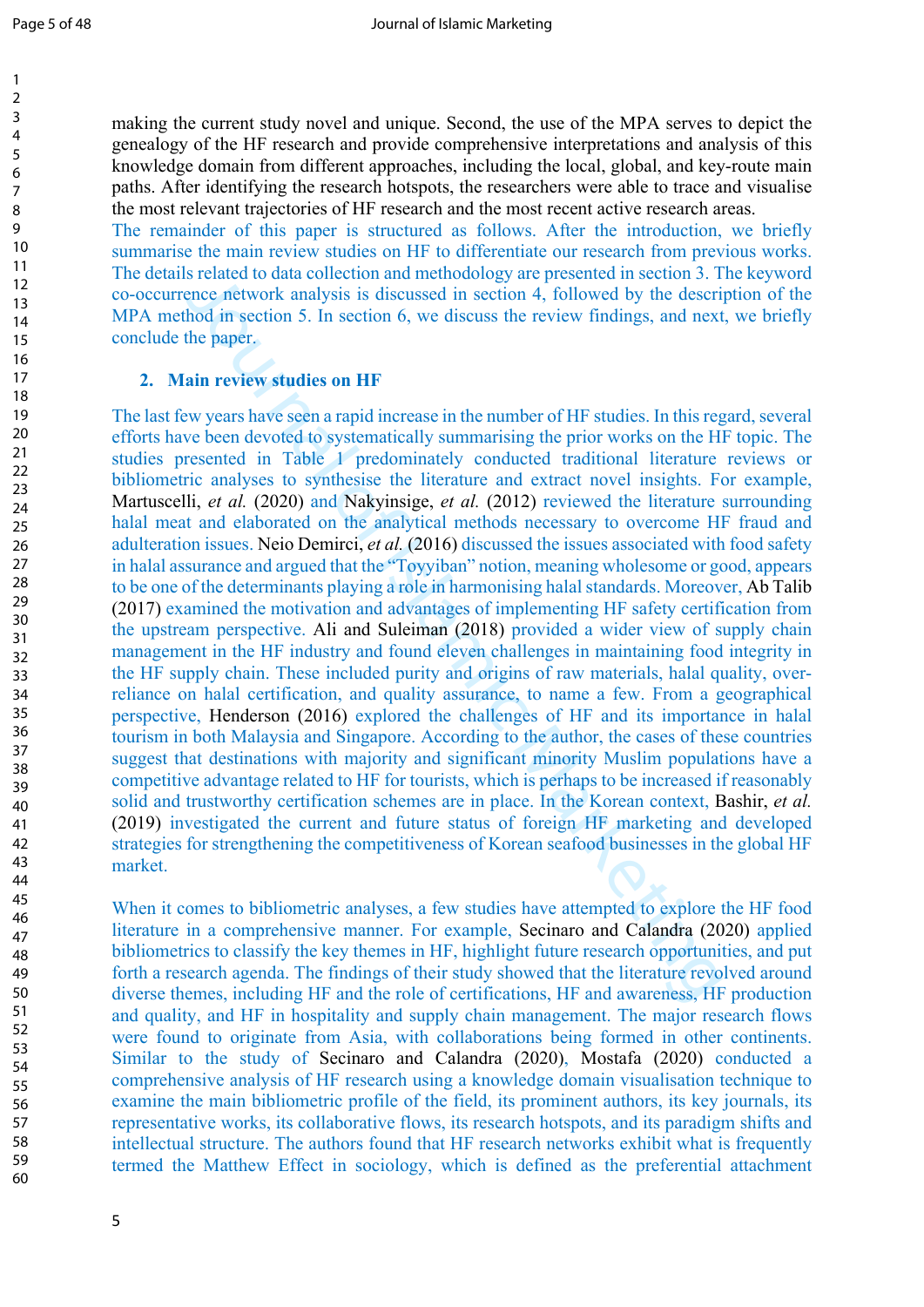making the current study novel and unique. Second, the use of the MPA serves to depict the genealogy of the HF research and provide comprehensive interpretations and analysis of this knowledge domain from different approaches, including the local, global, and key-route main paths. After identifying the research hotspots, the researchers were able to trace and visualise the most relevant trajectories of HF research and the most recent active research areas.

The remainder of this paper is structured as follows. After the introduction, we briefly summarise the main review studies on HF to differentiate our research from previous works. The details related to data collection and methodology are presented in section 3. The keyword co-occurrence network analysis is discussed in section 4, followed by the description of the MPA method in section 5. In section 6, we discuss the review findings, and next, we briefly conclude the paper.

## 2. Main review studies on HF

The last few years have seen a rapid increase in the number of HF studies. In this regard, several efforts have been devoted to systematically summarising the prior works on the HF topic. The studies presented in Table 1 predominately conducted traditional literature reviews or bibliometric analyses to synthesise the literature and extract novel insights. For example, Martuscelli, *et al.* (2020) and Nakyinsige, *et al.* (2012) reviewed the literature surrounding halal meat and elaborated on the analytical methods necessary to overcome HF fraud and adulteration issues. Neio Demirci, *et al.* (2016) discussed the issues associated with food safety in halal assurance and argued that the "Toyyiban" notion, meaning wholesome or good, appears to be one of the determinants playing a role in harmonising halal standards. Moreover, Ab Talib (2017) examined the motivation and advantages of implementing HF safety certification from the upstream perspective. Ali and Suleiman (2018) provided a wider view of supply chain management in the HF industry and found eleven challenges in maintaining food integrity in the HF supply chain. These included purity and origins of raw materials, halal quality, over-reliance on halal certification, and quality assurance, to name a few. From a geographical perspective, Henderson (2016) explored the challenges of HF and its importance in halal tourism in both Malaysia and Singapore. According to the author, the cases of these countries suggest that destinations with majority and significant minority Muslim populations have a competitive advantage related to HF for tourists, which is perhaps to be increased if reasonably solid and trustworthy certification schemes are in place. In the Korean context, Bashir, *et al.* (2019) investigated the current and future status of foreign HF marketing and developed strategies for strengthening the competitiveness of Korean seafood businesses in the global HF market.

When it comes to bibliometric analyses, a few studies have attempted to explore the HF food literature in a comprehensive manner. For example, Secinaro and Calandra (2020) applied bibliometrics to classify the key themes in HF, highlight future research opportunities, and put forth a research agenda. The findings of their study showed that the literature revolved around diverse themes, including HF and the role of certifications, HF and awareness, HF production and quality, and HF in hospitality and supply chain management. The major research flows were found to originate from Asia, with collaborations being formed in other continents. Similar to the study of Secinaro and Calandra (2020), Mostafa (2020) conducted a comprehensive analysis of HF research using a knowledge domain visualisation technique to examine the main bibliometric profile of the field, its prominent authors, its key journals, its representative works, its collaborative flows, its research hotspots, and its paradigm shifts and intellectual structure. The authors found that HF research networks exhibit what is frequently termed the Matthew Effect in sociology, which is defined as the preferential attachment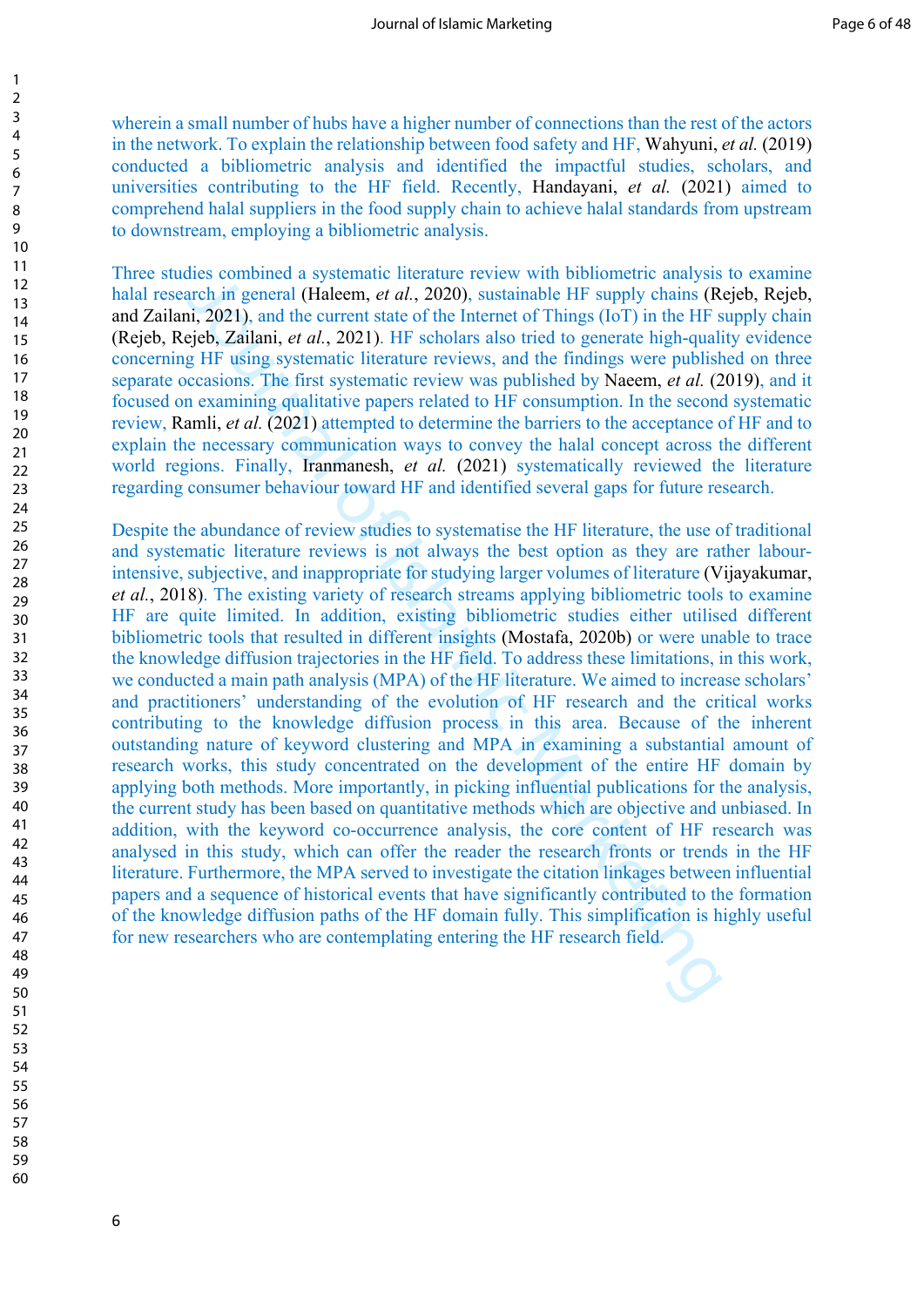wherein a small number of hubs have a higher number of connections than the rest of the actors in the network. To explain the relationship between food safety and HF, Wahyuni, *et al.* (2019) conducted a bibliometric analysis and identified the impactful studies, scholars, and universities contributing to the HF field. Recently, Handayani, *et al.* (2021) aimed to comprehend halal suppliers in the food supply chain to achieve halal standards from upstream to downstream, employing a bibliometric analysis.

Three studies combined a systematic literature review with bibliometric analysis to examine halal research in general (Haleem, *et al.*, 2020), sustainable HF supply chains (Rejeb, Rejeb, and Zailani, 2021), and the current state of the Internet of Things (IoT) in the HF supply chain (Rejeb, Rejeb, Zailani, *et al.*, 2021). HF scholars also tried to generate high-quality evidence concerning HF using systematic literature reviews, and the findings were published on three separate occasions. The first systematic review was published by Naeem, *et al.* (2019), and it focused on examining qualitative papers related to HF consumption. In the second systematic review, Ramli, *et al.* (2021) attempted to determine the barriers to the acceptance of HF and to explain the necessary communication ways to convey the halal concept across the different world regions. Finally, Iranmanesh, *et al.* (2021) systematically reviewed the literature regarding consumer behaviour toward HF and identified several gaps for future research.

Despite the abundance of review studies to systematise the HF literature, the use of traditional and systematic literature reviews is not always the best option as they are rather labour-intensive, subjective, and inappropriate for studying larger volumes of literature (Vijayakumar, *et al.*, 2018). The existing variety of research streams applying bibliometric tools to examine HF are quite limited. In addition, existing bibliometric studies either utilised different bibliometric tools that resulted in different insights (Mostafa, 2020b) or were unable to trace the knowledge diffusion trajectories in the HF field. To address these limitations, in this work, we conducted a main path analysis (MPA) of the HF literature. We aimed to increase scholars' and practitioners' understanding of the evolution of HF research and the critical works contributing to the knowledge diffusion process in this area. Because of the inherent outstanding nature of keyword clustering and MPA in examining a substantial amount of research works, this study concentrated on the development of the entire HF domain by applying both methods. More importantly, in picking influential publications for the analysis, the current study has been based on quantitative methods which are objective and unbiased. In addition, with the keyword co-occurrence analysis, the core content of HF research was analysed in this study, which can offer the reader the research fronts or trends in the HF literature. Furthermore, the MPA served to investigate the citation linkages between influential papers and a sequence of historical events that have significantly contributed to the formation of the knowledge diffusion paths of the HF domain fully. This simplification is highly useful for new researchers who are contemplating entering the HF research field.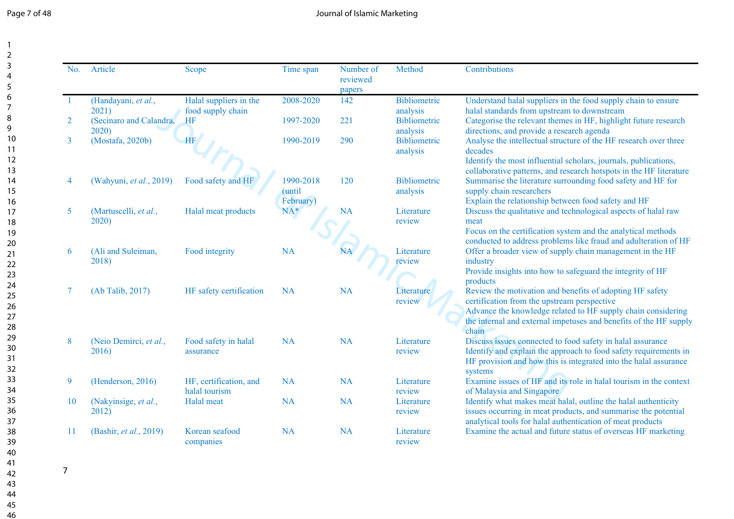| No. | Article | Scope | Time span | Number of reviewed papers | Method | Contributions |
|---|---|---|---|---|---|---|
| 1 | (Handayani, *et al.*, 2021) | Halal suppliers in the food supply chain | 2008-2020 | 142 | Bibliometric analysis | Understand halal suppliers in the food supply chain to ensure halal standards from upstream to downstream |
| 2 | (Secinaro and Calandra, 2020) | HF | 1997-2020 | 221 | Bibliometric analysis | Categorise the relevant themes in HF, highlight future research directions, and provide a research agenda |
| 3 | (Mostafa, 2020b) | HF | 1990-2019 | 290 | Bibliometric analysis | Analyse the intellectual structure of the HF research over three decades<br>Identify the most influential scholars, journals, publications, collaborative patterns, and research hotspots in the HF literature |
| 4 | (Wahyuni, *et al.*, 2019) | Food safety and HF | 1990-2018 (until February) | 120 | Bibliometric analysis | Summarise the literature surrounding food safety and HF for supply chain researchers<br>Explain the relationship between food safety and HF |
| 5 | (Martuscelli, *et al.*, 2020) | Halal meat products | NA* | NA | Literature review | Discuss the qualitative and technological aspects of halal raw meat<br>Focus on the certification system and the analytical methods conducted to address problems like fraud and adulteration of HF |
| 6 | (Ali and Suleiman, 2018) | Food integrity | NA | NA | Literature review | Offer a broader view of supply chain management in the HF industry<br>Provide insights into how to safeguard the integrity of HF products |
| 7 | (Ab Talib, 2017) | HF safety certification | NA | NA | Literature review | Review the motivation and benefits of adopting HF safety certification from the upstream perspective<br>Advance the knowledge related to HF supply chain considering the internal and external impetuses and benefits of the HF supply chain |
| 8 | (Neio Demirci, *et al.*, 2016) | Food safety in halal assurance | NA | NA | Literature review | Discuss issues connected to food safety in halal assurance<br>Identify and explain the approach to food safety requirements in HF provision and how this is integrated into the halal assurance systems |
| 9 | (Henderson, 2016) | HF, certification, and halal tourism | NA | NA | Literature review | Examine issues of HF and its role in halal tourism in the context of Malaysia and Singapore |
| 10 | (Nakyinsige, *et al.*, 2012) | Halal meat | NA | NA | Literature review | Identify what makes meat halal, outline the halal authenticity issues occurring in meat products, and summarise the potential analytical tools for halal authentication of meat products |
| 11 | (Bashir, *et al.*, 2019) | Korean seafood companies | NA | NA | Literature review | Examine the actual and future status of overseas HF marketing |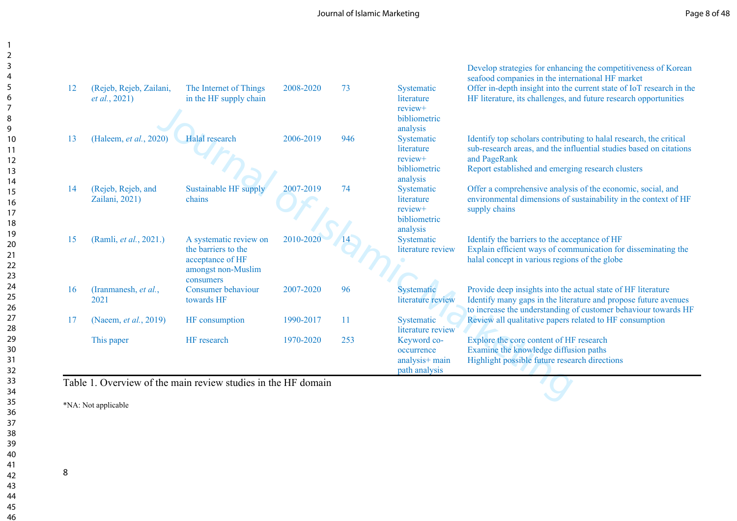| | | | | | | Develop strategies for enhancing the competitiveness of Korean seafood companies in the international HF market |
|---|---|---|---|---|---|---|
| 12 | (Rejeb, Rejeb, Zailani, *et al.*, 2021) | The Internet of Things in the HF supply chain | 2008-2020 | 73 | Systematic literature review+ bibliometric analysis | Offer in-depth insight into the current state of IoT research in the HF literature, its challenges, and future research opportunities |
| 13 | (Haleem, *et al.*, 2020) | Halal research | 2006-2019 | 946 | Systematic literature review+ bibliometric analysis | Identify top scholars contributing to halal research, the critical sub-research areas, and the influential studies based on citations and PageRank<br>Report established and emerging research clusters |
| 14 | (Rejeb, Rejeb, and Zailani, 2021) | Sustainable HF supply chains | 2007-2019 | 74 | Systematic literature review+ bibliometric analysis | Offer a comprehensive analysis of the economic, social, and environmental dimensions of sustainability in the context of HF supply chains |
| 15 | (Ramli, *et al.*, 2021.) | A systematic review on the barriers to the acceptance of HF amongst non-Muslim consumers | 2010-2020 | 14 | Systematic literature review | Identify the barriers to the acceptance of HF<br>Explain efficient ways of communication for disseminating the halal concept in various regions of the globe |
| 16 | (Iranmanesh, *et al.*, 2021 | Consumer behaviour towards HF | 2007-2020 | 96 | Systematic literature review | Provide deep insights into the actual state of HF literature<br>Identify many gaps in the literature and propose future avenues to increase the understanding of customer behaviour towards HF |
| 17 | (Naeem, *et al.*, 2019) | HF consumption | 1990-2017 | 11 | Systematic literature review | Review all qualitative papers related to HF consumption |
| | This paper | HF research | 1970-2020 | 253 | Keyword co-occurrence analysis+ main path analysis | Explore the core content of HF research<br>Examine the knowledge diffusion paths<br>Highlight possible future research directions |

Table 1. Overview of the main review studies in the HF domain

*NA: Not applicable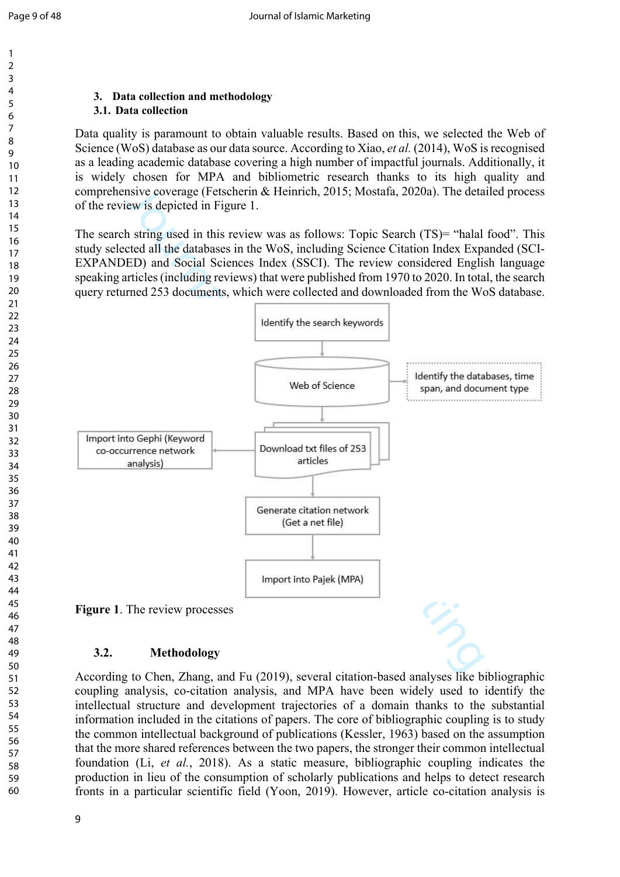## 3. Data collection and methodology

### 3.1. Data collection

Data quality is paramount to obtain valuable results. Based on this, we selected the Web of Science (WoS) database as our data source. According to Xiao, *et al.* (2014), WoS is recognised as a leading academic database covering a high number of impactful journals. Additionally, it is widely chosen for MPA and bibliometric research thanks to its high quality and comprehensive coverage (Fetscherin & Heinrich, 2015; Mostafa, 2020a). The detailed process of the review is depicted in Figure 1.

The search string used in this review was as follows: Topic Search (TS)= "halal food". This study selected all the databases in the WoS, including Science Citation Index Expanded (SCI-EXPANDED) and Social Sciences Index (SSCI). The review considered English language speaking articles (including reviews) that were published from 1970 to 2020. In total, the search query returned 253 documents, which were collected and downloaded from the WoS database.

Identify the search keywords → Web of Science (Identify the databases, time span, and document type) → Download txt files of 253 articles → Import into Gephi (Keyword co-occurrence network analysis); Download txt files of 253 articles → Generate citation network (Get a net file) → Import into Pajek (MPA)

**Figure 1**. The review processes

### 3.2. Methodology

According to Chen, Zhang, and Fu (2019), several citation-based analyses like bibliographic coupling analysis, co-citation analysis, and MPA have been widely used to identify the intellectual structure and development trajectories of a domain thanks to the substantial information included in the citations of papers. The core of bibliographic coupling is to study the common intellectual background of publications (Kessler, 1963) based on the assumption that the more shared references between the two papers, the stronger their common intellectual foundation (Li, *et al.*, 2018). As a static measure, bibliographic coupling indicates the production in lieu of the consumption of scholarly publications and helps to detect research fronts in a particular scientific field (Yoon, 2019). However, article co-citation analysis is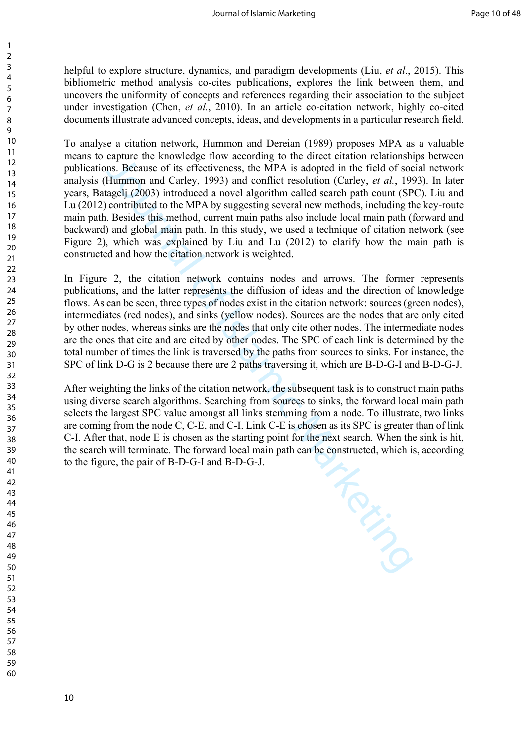helpful to explore structure, dynamics, and paradigm developments (Liu, *et al*., 2015). This bibliometric method analysis co-cites publications, explores the link between them, and uncovers the uniformity of concepts and references regarding their association to the subject under investigation (Chen, *et al.*, 2010). In an article co-citation network, highly co-cited documents illustrate advanced concepts, ideas, and developments in a particular research field.

To analyse a citation network, Hummon and Dereian (1989) proposes MPA as a valuable means to capture the knowledge flow according to the direct citation relationships between publications. Because of its effectiveness, the MPA is adopted in the field of social network analysis (Hummon and Carley, 1993) and conflict resolution (Carley, *et al.*, 1993). In later years, Batagelj (2003) introduced a novel algorithm called search path count (SPC). Liu and Lu (2012) contributed to the MPA by suggesting several new methods, including the key-route main path. Besides this method, current main paths also include local main path (forward and backward) and global main path. In this study, we used a technique of citation network (see Figure 2), which was explained by Liu and Lu (2012) to clarify how the main path is constructed and how the citation network is weighted.

In Figure 2, the citation network contains nodes and arrows. The former represents publications, and the latter represents the diffusion of ideas and the direction of knowledge flows. As can be seen, three types of nodes exist in the citation network: sources (green nodes), intermediates (red nodes), and sinks (yellow nodes). Sources are the nodes that are only cited by other nodes, whereas sinks are the nodes that only cite other nodes. The intermediate nodes are the ones that cite and are cited by other nodes. The SPC of each link is determined by the total number of times the link is traversed by the paths from sources to sinks. For instance, the SPC of link D-G is 2 because there are 2 paths traversing it, which are B-D-G-I and B-D-G-J.

After weighting the links of the citation network, the subsequent task is to construct main paths using diverse search algorithms. Searching from sources to sinks, the forward local main path selects the largest SPC value amongst all links stemming from a node. To illustrate, two links are coming from the node C, C-E, and C-I. Link C-E is chosen as its SPC is greater than of link C-I. After that, node E is chosen as the starting point for the next search. When the sink is hit, the search will terminate. The forward local main path can be constructed, which is, according to the figure, the pair of B-D-G-I and B-D-G-J.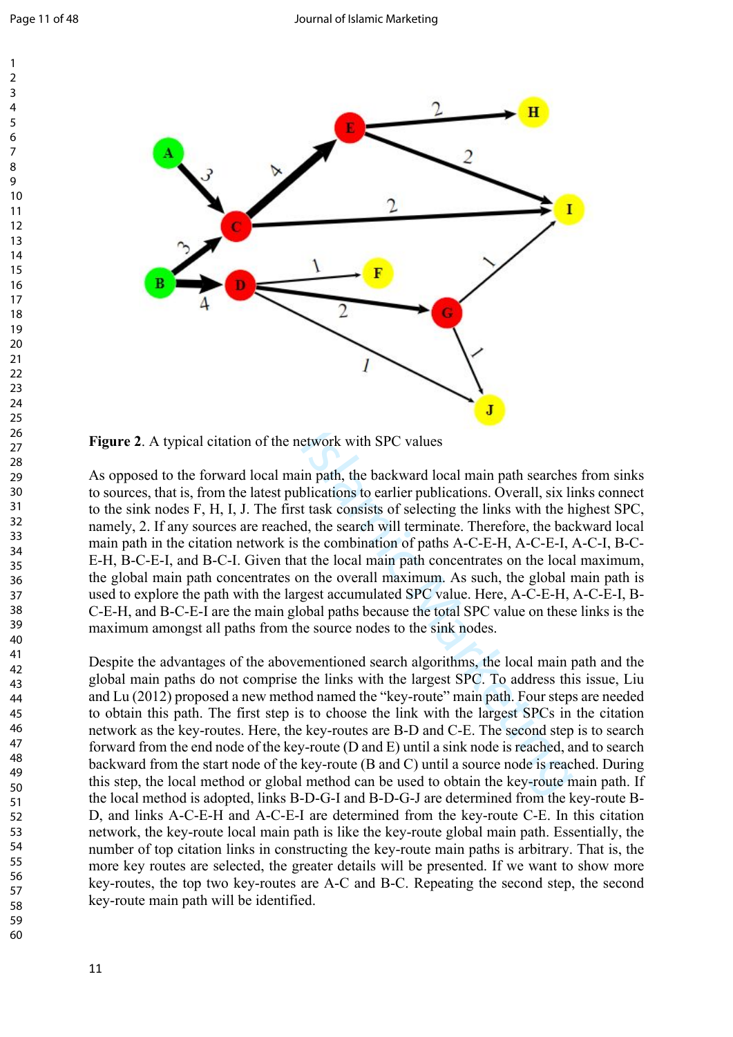**Figure 2**. A typical citation of the network with SPC values

As opposed to the forward local main path, the backward local main path searches from sinks to sources, that is, from the latest publication to earlier publications. Overall, six links connect to the sink nodes F, H, I, J. The first task consists of selecting the links with the highest SPC, namely, 2. If any sources are reached, the search will terminate. Therefore, the backward local main path in the citation network is the combination of paths A-C-E-H, A-C-E-I, A-C-I, B-C-E-H, B-C-E-I, and B-C-I. Given that the local main path concentrates on the local maximum, the global main path concentrates on the overall maximum. As such, the global main path is used to explore the path with the largest accumulated SPC value. Here, A-C-E-H, A-C-E-I, B-C-E-H, and B-C-E-I are the main global paths because the total SPC value on these links is the maximum amongst all paths from the source nodes to the sink nodes.

Despite the advantages of the abovementioned search algorithms, the local main path and the global main paths do not comprise the links with the largest SPC. To address this issue, Liu and Lu (2012) proposed a new method named the "key-route" main path. Four steps are needed to obtain this path. The first step is to choose the link with the largest SPCs in the citation network as the key-routes. Here, the key-routes are B-D and C-E. The second step is to search forward from the end node of the key-route (D and E) until a sink node is reached, and to search backward from the start node of the key-route (B and C) until a source node is reached. During this step, the local method or global method can be used to obtain the key-route main path. If the local method is adopted, links B-D-G-I and B-D-G-J are determined from the key-route B-D, and links A-C-E-H and A-C-E-I are determined from the key-route C-E. In this citation network, the key-route local main path is like the key-route global main path. Essentially, the number of top citation links in constructing the key-route main paths is arbitrary. That is, the more key routes are selected, the greater details will be presented. If we want to show more key-routes, the top two key-routes are A-C and B-C. Repeating the second step, the second key-route main path will be identified.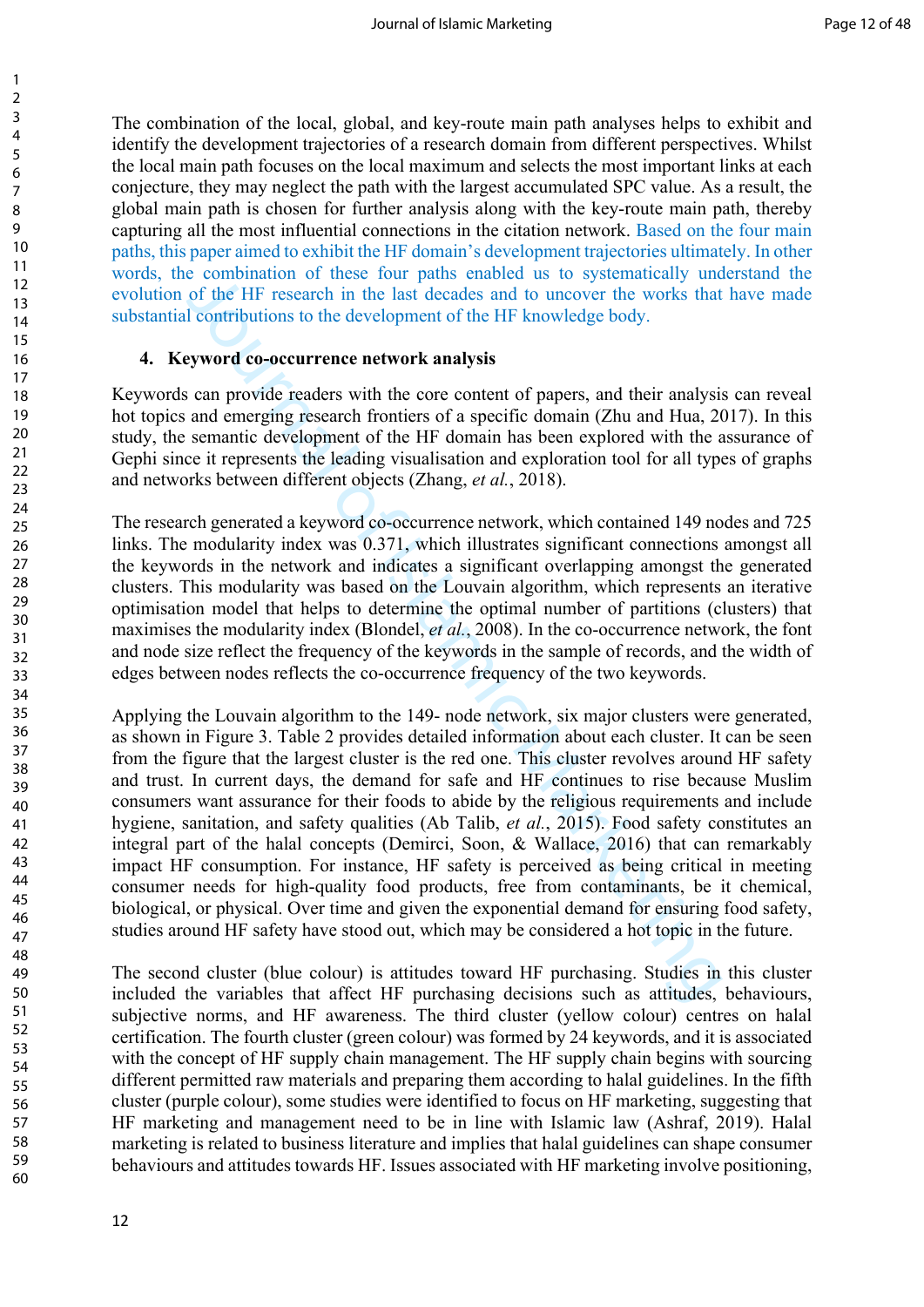The combination of the local, global, and key-route main path analyses helps to exhibit and identify the development trajectories of a research domain from different perspectives. Whilst the local main path focuses on the local maximum and selects the most important links at each conjecture, they may neglect the path with the largest accumulated SPC value. As a result, the global main path is chosen for further analysis along with the key-route main path, thereby capturing all the most influential connections in the citation network. Based on the four main paths, this paper aimed to exhibit the HF domain's development trajectories ultimately. In other words, the combination of these four paths enabled us to systematically understand the evolution of the HF research in the last decades and to uncover the works that have made substantial contributions to the development of the HF knowledge body.

## 4. Keyword co-occurrence network analysis

Keywords can provide readers with the core content of papers, and their analysis can reveal hot topics and emerging research frontiers of a specific domain (Zhu and Hua, 2017). In this study, the semantic development of the HF domain has been explored with the assurance of Gephi since it represents the leading visualisation and exploration tool for all types of graphs and networks between different objects (Zhang, *et al.*, 2018).

The research generated a keyword co-occurrence network, which contained 149 nodes and 725 links. The modularity index was 0.371, which illustrates significant connections amongst all the keywords in the network and indicates a significant overlapping amongst the generated clusters. This modularity was based on the Louvain algorithm, which represents an iterative optimisation model that helps to determine the optimal number of partitions (clusters) that maximises the modularity index (Blondel, *et al.*, 2008). In the co-occurrence network, the font and node size reflect the frequency of the keywords in the sample of records, and the width of edges between nodes reflects the co-occurrence frequency of the two keywords.

Applying the Louvain algorithm to the 149- node network, six major clusters were generated, as shown in Figure 3. Table 2 provides detailed information about each cluster. It can be seen from the figure that the largest cluster is the red one. This cluster revolves around HF safety and trust. In current days, the demand for safe and HF continues to rise because Muslim consumers want assurance for their foods to abide by the religious requirements and include hygiene, sanitation, and safety qualities (Ab Talib, *et al.*, 2015). Food safety constitutes an integral part of the halal concepts (Demirci, Soon, & Wallace, 2016) that can remarkably impact HF consumption. For instance, HF safety is perceived as being critical in meeting consumer needs for high-quality food products, free from contaminants, be it chemical, biological, or physical. Over time and given the exponential demand for ensuring food safety, studies around HF safety have stood out, which may be considered a hot topic in the future.

The second cluster (blue colour) is attitudes toward HF purchasing. Studies in this cluster included the variables that affect HF purchasing decisions such as attitudes, behaviours, subjective norms, and HF awareness. The third cluster (yellow colour) centres on halal certification. The fourth cluster (green colour) was formed by 24 keywords, and it is associated with the concept of HF supply chain management. The HF supply chain begins with sourcing different permitted raw materials and preparing them according to halal guidelines. In the fifth cluster (purple colour), some studies were identified to focus on HF marketing, suggesting that HF marketing and management need to be in line with Islamic law (Ashraf, 2019). Halal marketing is related to business literature and implies that halal guidelines can shape consumer behaviours and attitudes towards HF. Issues associated with HF marketing involve positioning,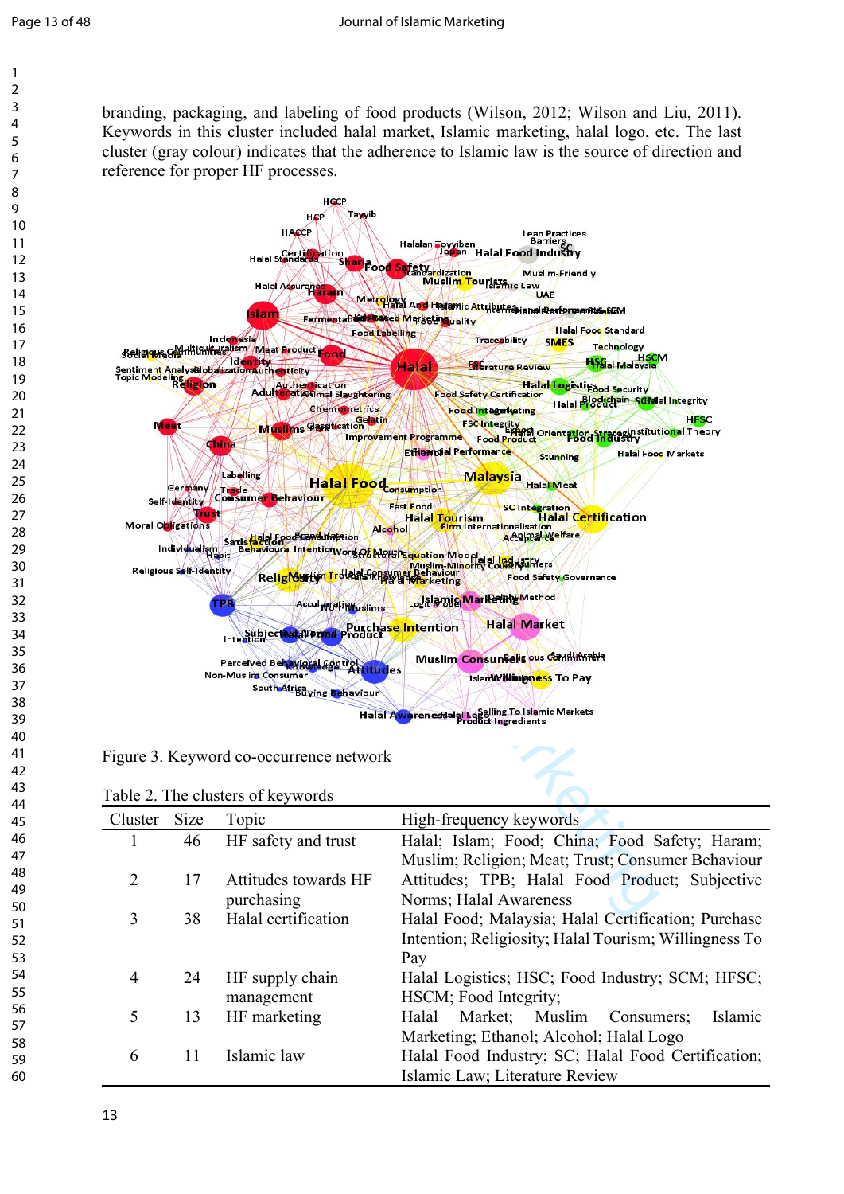branding, packaging, and labeling of food products (Wilson, 2012; Wilson and Liu, 2011). Keywords in this cluster included halal market, Islamic marketing, halal logo, etc. The last cluster (gray colour) indicates that the adherence to Islamic law is the source of direction and reference for proper HF processes.

Figure 3. Keyword co-occurrence network

Table 2. The clusters of keywords

| Cluster | Size | Topic | High-frequency keywords |
|---|---|---|---|
| 1 | 46 | HF safety and trust | Halal; Islam; Food; China; Food Safety; Haram; Muslim; Religion; Meat; Trust; Consumer Behaviour |
| 2 | 17 | Attitudes towards HF purchasing | Attitudes; TPB; Halal Food Product; Subjective Norms; Halal Awareness |
| 3 | 38 | Halal certification | Halal Food; Malaysia; Halal Certification; Purchase Intention; Religiosity; Halal Tourism; Willingness To Pay |
| 4 | 24 | HF supply chain management | Halal Logistics; HSC; Food Industry; SCM; HFSC; HSCM; Food Integrity; |
| 5 | 13 | HF marketing | Halal Market; Muslim Consumers; Islamic Marketing; Ethanol; Alcohol; Halal Logo |
| 6 | 11 | Islamic law | Halal Food Industry; SC; Halal Food Certification; Islamic Law; Literature Review |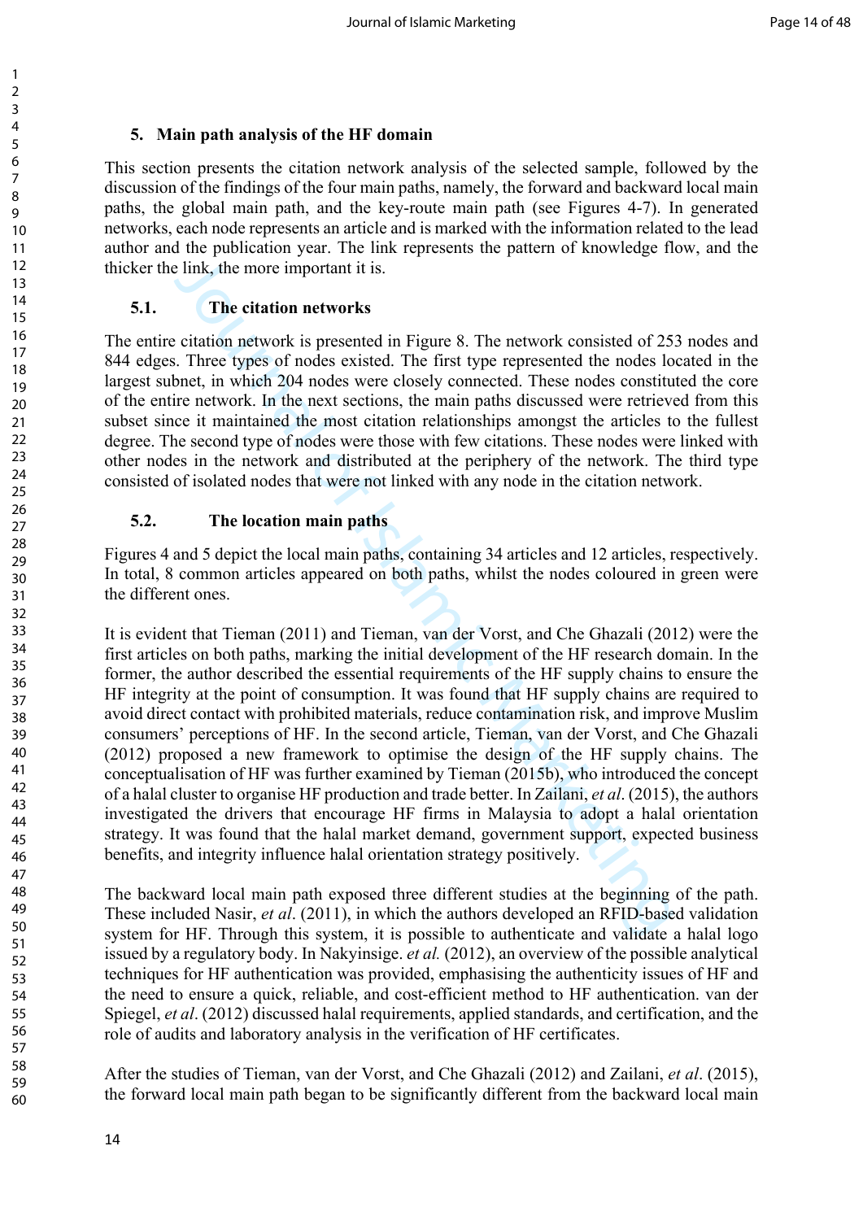## 5. Main path analysis of the HF domain

This section presents the citation network analysis of the selected sample, followed by the discussion of the findings of the four main paths, namely, the forward and backward local main paths, the global main path, and the key-route main path (see Figures 4-7). In generated networks, each node represents an article and is marked with the information related to the lead author and the publication year. The link represents the pattern of knowledge flow, and the thicker the link, the more important it is.

### 5.1. The citation networks

The entire citation network is presented in Figure 8. The network consisted of 253 nodes and 844 edges. Three types of nodes existed. The first type represented the nodes located in the largest subnet, in which 204 nodes were closely connected. These nodes constituted the core of the entire network. In the next sections, the main paths discussed were retrieved from this subset since it maintained the most citation relationships amongst the articles to the fullest degree. The second type of nodes were those with few citations. These nodes were linked with other nodes in the network and distributed at the periphery of the network. The third type consisted of isolated nodes that were not linked with any node in the citation network.

### 5.2. The location main paths

Figures 4 and 5 depict the local main paths, containing 34 articles and 12 articles, respectively. In total, 8 common articles appeared on both paths, whilst the nodes coloured in green were the different ones.

It is evident that Tieman (2011) and Tieman, van der Vorst, and Che Ghazali (2012) were the first articles on both paths, marking the initial development of the HF research domain. In the former, the author described the essential requirements of the HF supply chains to ensure the HF integrity at the point of consumption. It was found that HF supply chains are required to avoid direct contact with prohibited materials, reduce contamination risk, and improve Muslim consumers' perceptions of HF. In the second article, Tieman, van der Vorst, and Che Ghazali (2012) proposed a new framework to optimise the design of the HF supply chains. The conceptualisation of HF was further examined by Tieman (2015b), who introduced the concept of a halal cluster to organise HF production and trade better. In Zailani, *et al*. (2015), the authors investigated the drivers that encourage HF firms in Malaysia to adopt a halal orientation strategy. It was found that the halal market demand, government support, expected business benefits, and integrity influence halal orientation strategy positively.

The backward local main path exposed three different studies at the beginning of the path. These included Nasir, *et al*. (2011), in which the authors developed an RFID-based validation system for HF. Through this system, it is possible to authenticate and validate a halal logo issued by a regulatory body. In Nakyinsige. *et al.* (2012), an overview of the possible analytical techniques for HF authentication was provided, emphasising the authenticity issues of HF and the need to ensure a quick, reliable, and cost-efficient method to HF authentication. van der Spiegel, *et al*. (2012) discussed halal requirements, applied standards, and certification, and the role of audits and laboratory analysis in the verification of HF certificates.

After the studies of Tieman, van der Vorst, and Che Ghazali (2012) and Zailani, *et al*. (2015), the forward local main path began to be significantly different from the backward local main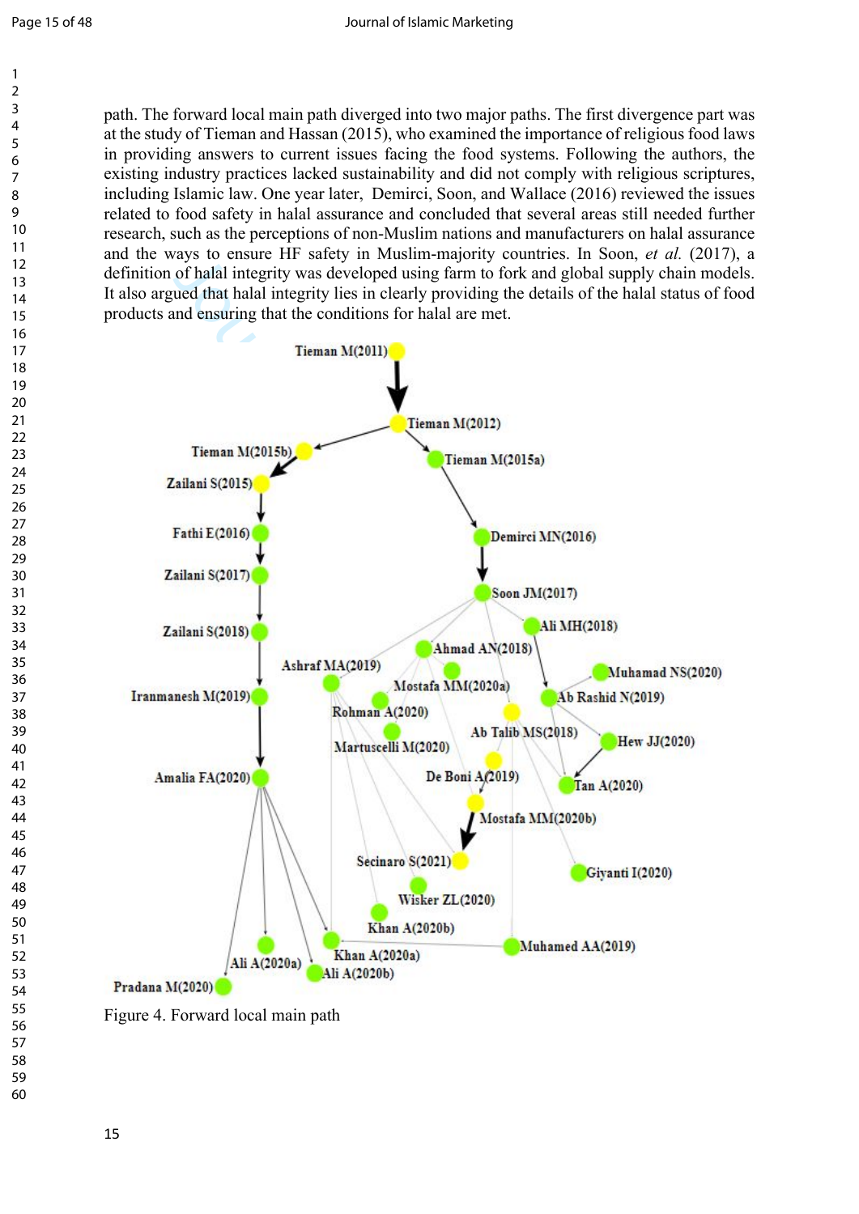path. The forward local main path diverged into two major paths. The first divergence part was at the study of Tieman and Hassan (2015), who examined the importance of religious food laws in providing answers to current issues facing the food systems. Following the authors, the existing industry practices lacked sustainability and did not comply with religious scriptures, including Islamic law. One year later, Demirci, Soon, and Wallace (2016) reviewed the issues related to food safety in halal assurance and concluded that several areas still needed further research, such as the perceptions of non-Muslim nations and manufacturers on halal assurance and the ways to ensure HF safety in Muslim-majority countries. In Soon, *et al.* (2017), a definition of halal integrity was developed using farm to fork and global supply chain models. It also argued that halal integrity lies in clearly providing the details of the halal status of food products and ensuring that the conditions for halal are met.

Figure 4. Forward local main path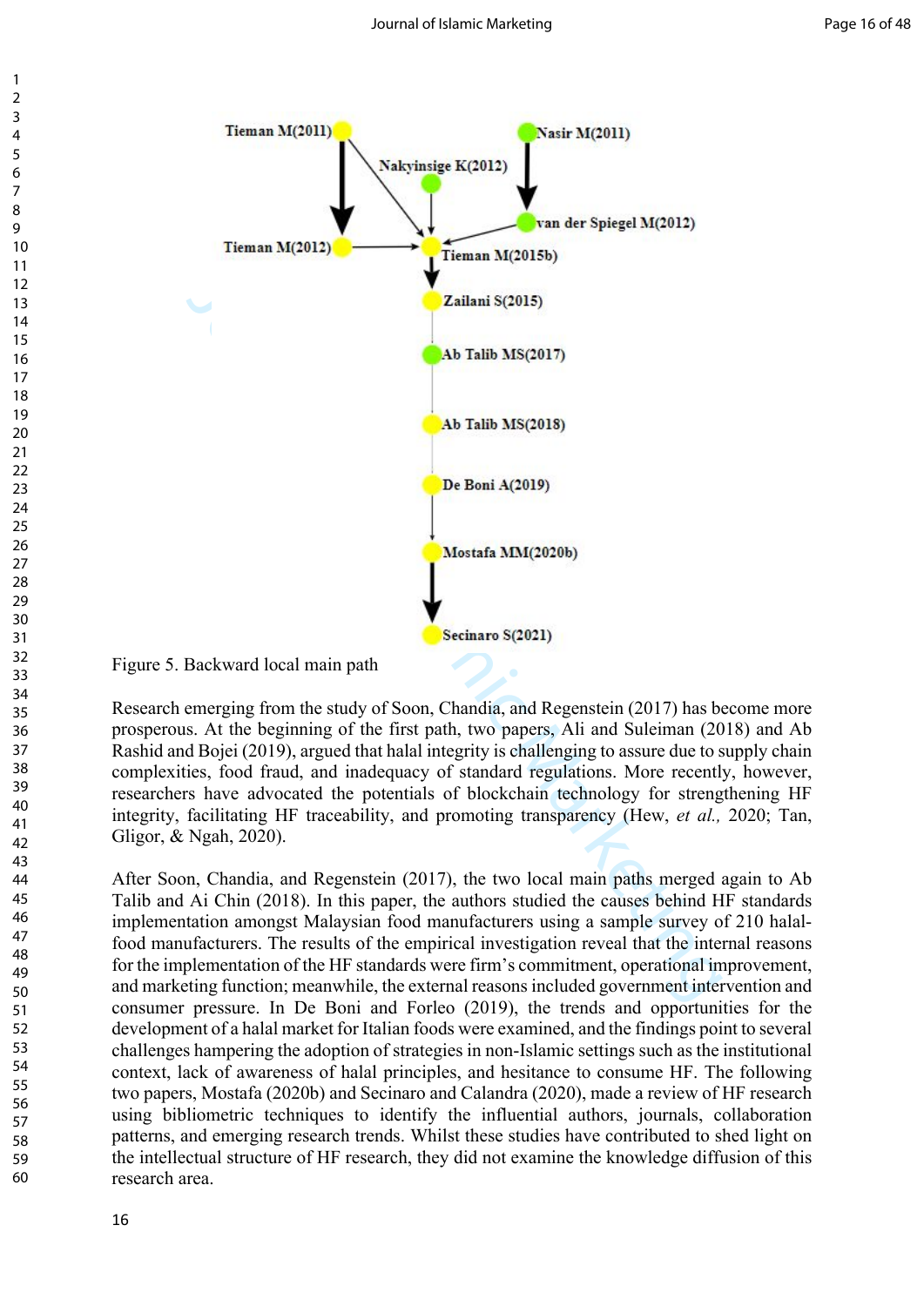Figure 5. Backward local main path

Research emerging from the study of Soon, Chandia, and Regenstein (2017) has become more prosperous. At the beginning of the first path, two papers, Ali and Suleiman (2018) and Ab Rashid and Bojei (2019), argued that halal integrity is challenging to assure due to supply chain complexities, food fraud, and inadequacy of standard regulations. More recently, however, researchers have advocated the potentials of blockchain technology for strengthening HF integrity, facilitating HF traceability, and promoting transparency (Hew, *et al.,* 2020; Tan, Gligor, & Ngah, 2020).

After Soon, Chandia, and Regenstein (2017), the two local main paths merged again to Ab Talib and Ai Chin (2018). In this paper, the authors studied the causes behind HF standards implementation amongst Malaysian food manufacturers using a sample survey of 210 halal-food manufacturers. The results of the empirical investigation reveal that the internal reasons for the implementation of the HF standards were firm's commitment, operational improvement, and marketing function; meanwhile, the external reasons included government intervention and consumer pressure. In De Boni and Forleo (2019), the trends and opportunities for the development of a halal market for Italian foods were examined, and the findings point to several challenges hampering the adoption of strategies in non-Islamic settings such as the institutional context, lack of awareness of halal principles, and hesitance to consume HF. The following two papers, Mostafa (2020b) and Secinaro and Calandra (2020), made a review of HF research using bibliometric techniques to identify the influential authors, journals, collaboration patterns, and emerging research trends. Whilst these studies have contributed to shed light on the intellectual structure of HF research, they did not examine the knowledge diffusion of this research area.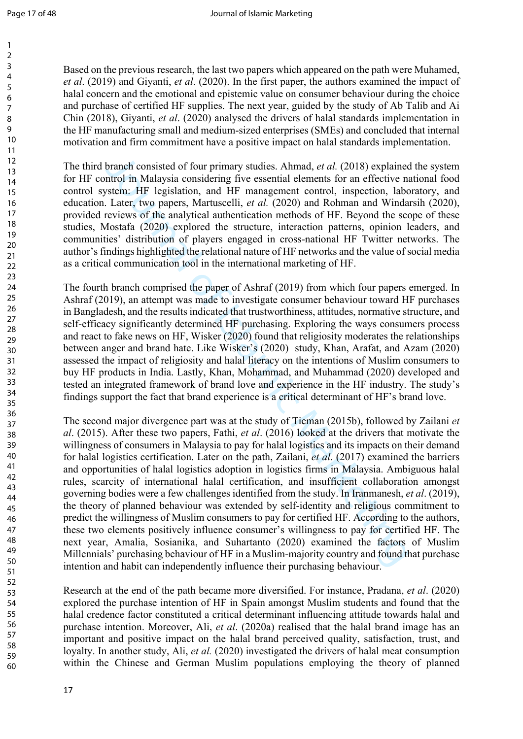Based on the previous research, the last two papers which appeared on the path were Muhamed, *et al*. (2019) and Giyanti, *et al*. (2020). In the first paper, the authors examined the impact of halal concern and the emotional and epistemic value on consumer behaviour during the choice and purchase of certified HF supplies. The next year, guided by the study of Ab Talib and Ai Chin (2018), Giyanti, *et al*. (2020) analysed the drivers of halal standards implementation in the HF manufacturing small and medium-sized enterprises (SMEs) and concluded that internal motivation and firm commitment have a positive impact on halal standards implementation.

The third branch consisted of four primary studies. Ahmad, *et al.* (2018) explained the system for HF control in Malaysia considering five essential elements for an effective national food control system: HF legislation, and HF management control, inspection, laboratory, and education. Later, two papers, Martuscelli, *et al.* (2020) and Rohman and Windarsih (2020), provided reviews of the analytical authentication methods of HF. Beyond the scope of these studies, Mostafa (2020) explored the structure, interaction patterns, opinion leaders, and communities' distribution of players engaged in cross-national HF Twitter networks. The author's findings highlighted the relational nature of HF networks and the value of social media as a critical communication tool in the international marketing of HF.

The fourth branch comprised the paper of Ashraf (2019) from which four papers emerged. In Ashraf (2019), an attempt was made to investigate consumer behaviour toward HF purchases in Bangladesh, and the results indicated that trustworthiness, attitudes, normative structure, and self-efficacy significantly determined HF purchasing. Exploring the ways consumers process and react to fake news on HF, Wisker (2020) found that religiosity moderates the relationships between anger and brand hate. Like Wisker's (2020) study, Khan, Arafat, and Azam (2020) assessed the impact of religiosity and halal literacy on the intentions of Muslim consumers to buy HF products in India. Lastly, Khan, Mohammad, and Muhammad (2020) developed and tested an integrated framework of brand love and experience in the HF industry. The study's findings support the fact that brand experience is a critical determinant of HF's brand love.

The second major divergence part was at the study of Tieman (2015b), followed by Zailani *et al*. (2015). After these two papers, Fathi, *et al*. (2016) looked at the drivers that motivate the willingness of consumers in Malaysia to pay for halal logistics and its impacts on their demand for halal logistics certification. Later on the path, Zailani, *et al*. (2017) examined the barriers and opportunities of halal logistics adoption in logistics firms in Malaysia. Ambiguous halal rules, scarcity of international halal certification, and insufficient collaboration amongst governing bodies were a few challenges identified from the study. In Iranmanesh, *et al*. (2019), the theory of planned behaviour was extended by self-identity and religious commitment to predict the willingness of Muslim consumers to pay for certified HF. According to the authors, these two elements positively influence consumer's willingness to pay for certified HF. The next year, Amalia, Sosianika, and Suhartanto (2020) examined the factors of Muslim Millennials' purchasing behaviour of HF in a Muslim-majority country and found that purchase intention and habit can independently influence their purchasing behaviour.

Research at the end of the path became more diversified. For instance, Pradana, *et al*. (2020) explored the purchase intention of HF in Spain amongst Muslim students and found that the halal credence factor constituted a critical determinant influencing attitude towards halal and purchase intention. Moreover, Ali, *et al*. (2020a) realised that the halal brand image has an important and positive impact on the halal brand perceived quality, satisfaction, trust, and loyalty. In another study, Ali, *et al.* (2020) investigated the drivers of halal meat consumption within the Chinese and German Muslim populations employing the theory of planned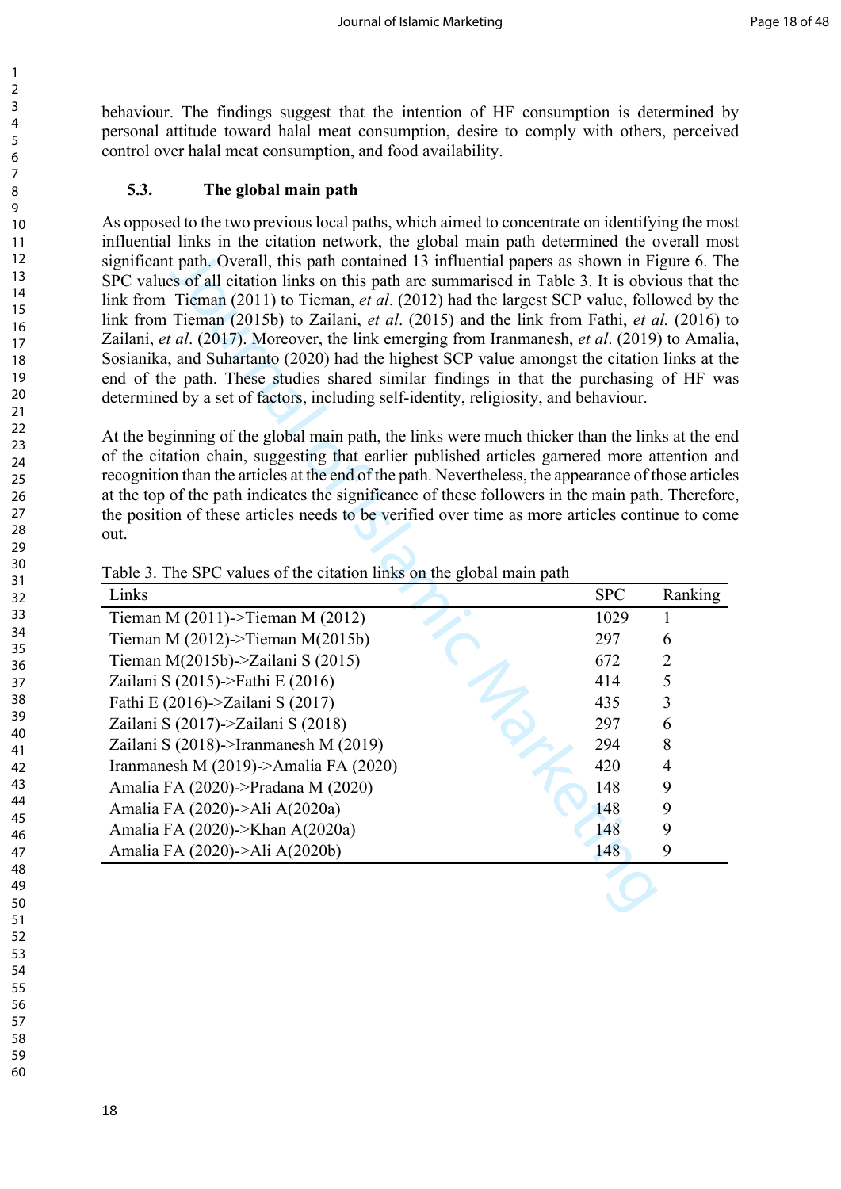behaviour. The findings suggest that the intention of HF consumption is determined by personal attitude toward halal meat consumption, desire to comply with others, perceived control over halal meat consumption, and food availability.

### 5.3. The global main path

As opposed to the two previous local paths, which aimed to concentrate on identifying the most influential links in the citation network, the global main path determined the overall most significant path. Overall, this path contained 13 influential papers as shown in Figure 6. The SPC values of all citation links on this path are summarised in Table 3. It is obvious that the link from Tieman (2011) to Tieman, *et al*. (2012) had the largest SCP value, followed by the link from Tieman (2015b) to Zailani, *et al*. (2015) and the link from Fathi, *et al.* (2016) to Zailani, *et al*. (2017). Moreover, the link emerging from Iranmanesh, *et al*. (2019) to Amalia, Sosianika, and Suhartanto (2020) had the highest SCP value amongst the citation links at the end of the path. These studies shared similar findings in that the purchasing of HF was determined by a set of factors, including self-identity, religiosity, and behaviour.

At the beginning of the global main path, the links were much thicker than the links at the end of the citation chain, suggesting that earlier published articles garnered more attention and recognition than the articles at the end of the path. Nevertheless, the appearance of those articles at the top of the path indicates the significance of these followers in the main path. Therefore, the position of these articles needs to be verified over time as more articles continue to come out.

Table 3. The SPC values of the citation links on the global main path

| Links | SPC | Ranking |
|---|---|---|
| Tieman M (2011)->Tieman M (2012) | 1029 | 1 |
| Tieman M (2012)->Tieman M(2015b) | 297 | 6 |
| Tieman M(2015b)->Zailani S (2015) | 672 | 2 |
| Zailani S (2015)->Fathi E (2016) | 414 | 5 |
| Fathi E (2016)->Zailani S (2017) | 435 | 3 |
| Zailani S (2017)->Zailani S (2018) | 297 | 6 |
| Zailani S (2018)->Iranmanesh M (2019) | 294 | 8 |
| Iranmanesh M (2019)->Amalia FA (2020) | 420 | 4 |
| Amalia FA (2020)->Pradana M (2020) | 148 | 9 |
| Amalia FA (2020)->Ali A(2020a) | 148 | 9 |
| Amalia FA (2020)->Khan A(2020a) | 148 | 9 |
| Amalia FA (2020)->Ali A(2020b) | 148 | 9 |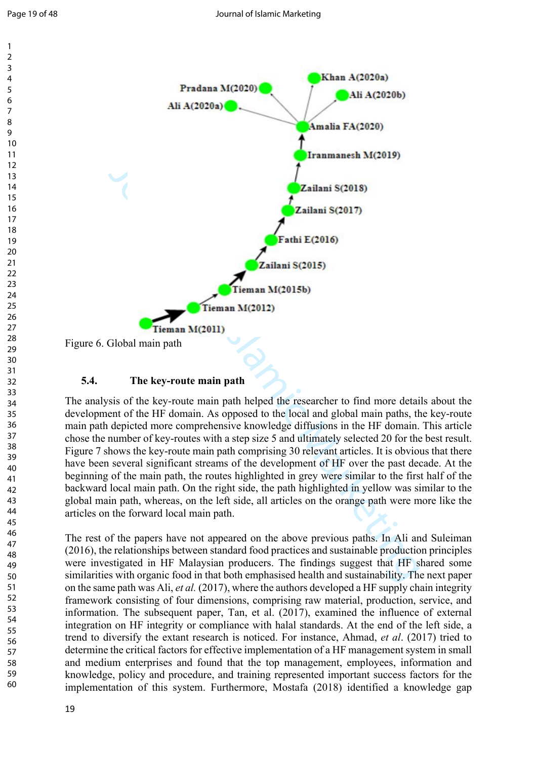Figure 6. Global main path

### 5.4. The key-route main path

The analysis of the key-route main path helped the researcher to find more details about the development of the HF domain. As opposed to the local and global main paths, the key-route main path depicted more comprehensive knowledge diffusions in the HF domain. This article chose the number of key-routes with a step size 5 and ultimately selected 20 for the best result. Figure 7 shows the key-route main path comprising 30 relevant articles. It is obvious that there have been several significant streams of the development of HF over the past decade. At the beginning of the main path, the routes highlighted in grey were similar to the first half of the backward local main path. On the right side, the path highlighted in yellow was similar to the global main path, whereas, on the left side, all articles on the orange path were more like the articles on the forward local main path.

The rest of the papers have not appeared on the above previous paths. In Ali and Suleiman (2016), the relationships between standard food practices and sustainable production principles were investigated in HF Malaysian producers. The findings suggest that HF shared some similarities with organic food in that both emphasised health and sustainability. The next paper on the same path was Ali, *et al.* (2017), where the authors developed a HF supply chain integrity framework consisting of four dimensions, comprising raw material, production, service, and information. The subsequent paper, Tan, et al. (2017), examined the influence of external integration on HF integrity or compliance with halal standards. At the end of the left side, a trend to diversify the extant research is noticed. For instance, Ahmad, *et al*. (2017) tried to determine the critical factors for effective implementation of a HF management system in small and medium enterprises and found that the top management, employees, information and knowledge, policy and procedure, and training represented important success factors for the implementation of this system. Furthermore, Mostafa (2018) identified a knowledge gap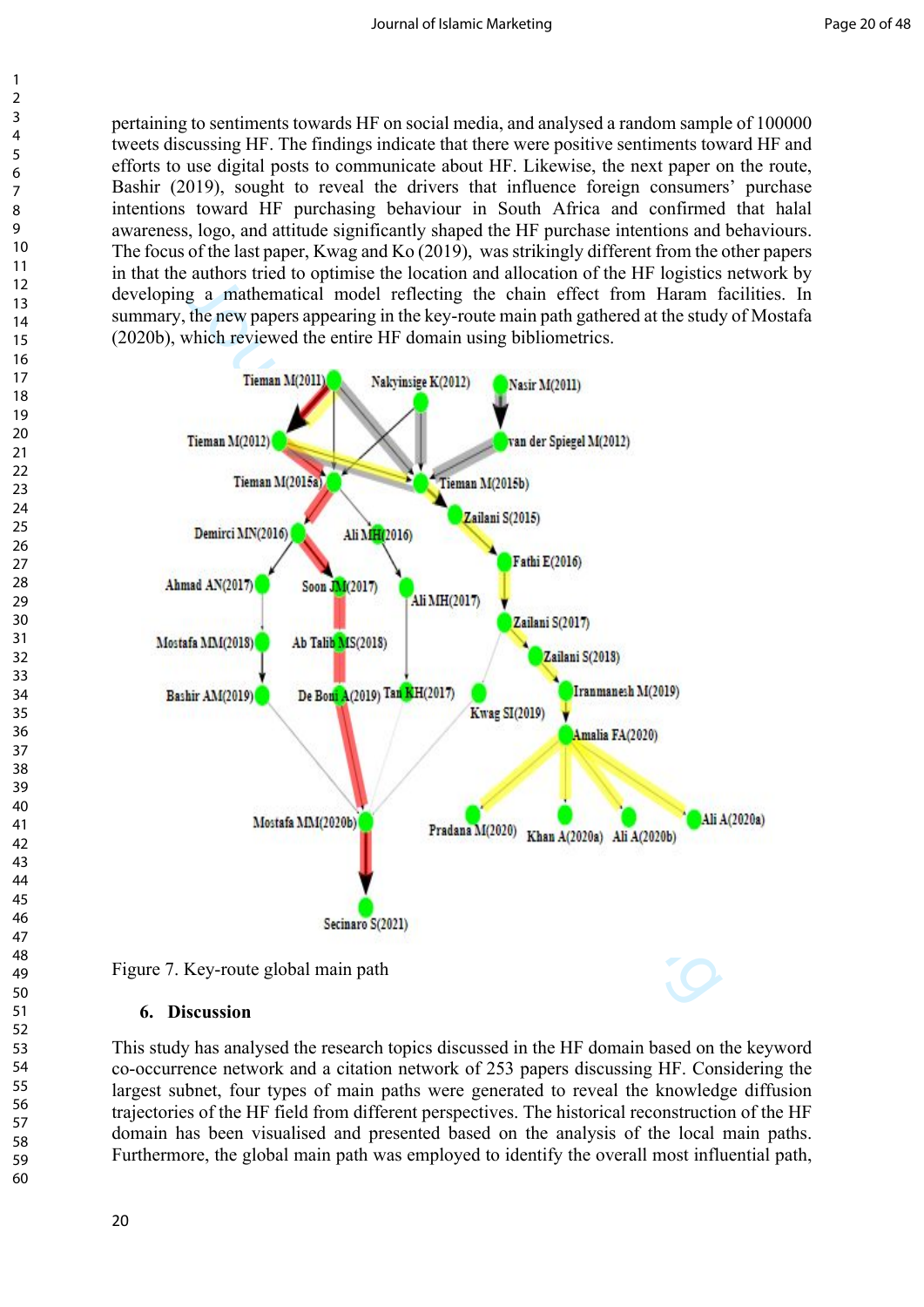pertaining to sentiments towards HF on social media, and analysed a random sample of 100000 tweets discussing HF. The findings indicate that there were positive sentiments toward HF and efforts to use digital posts to communicate about HF. Likewise, the next paper on the route, Bashir (2019), sought to reveal the drivers that influence foreign consumers' purchase intentions toward HF purchasing behaviour in South Africa and confirmed that halal awareness, logo, and attitude significantly shaped the HF purchase intentions and behaviours. The focus of the last paper, Kwag and Ko (2019), was strikingly different from the other papers in that the authors tried to optimise the location and allocation of the HF logistics network by developing a mathematical model reflecting the chain effect from Haram facilities. In summary, the new papers appearing in the key-route main path gathered at the study of Mostafa (2020b), which reviewed the entire HF domain using bibliometrics.

Figure 7. Key-route global main path

## 6. Discussion

This study has analysed the research topics discussed in the HF domain based on the keyword co-occurrence network and a citation network of 253 papers discussing HF. Considering the largest subnet, four types of main paths were generated to reveal the knowledge diffusion trajectories of the HF field from different perspectives. The historical reconstruction of the HF domain has been visualised and presented based on the analysis of the local main paths. Furthermore, the global main path was employed to identify the overall most influential path,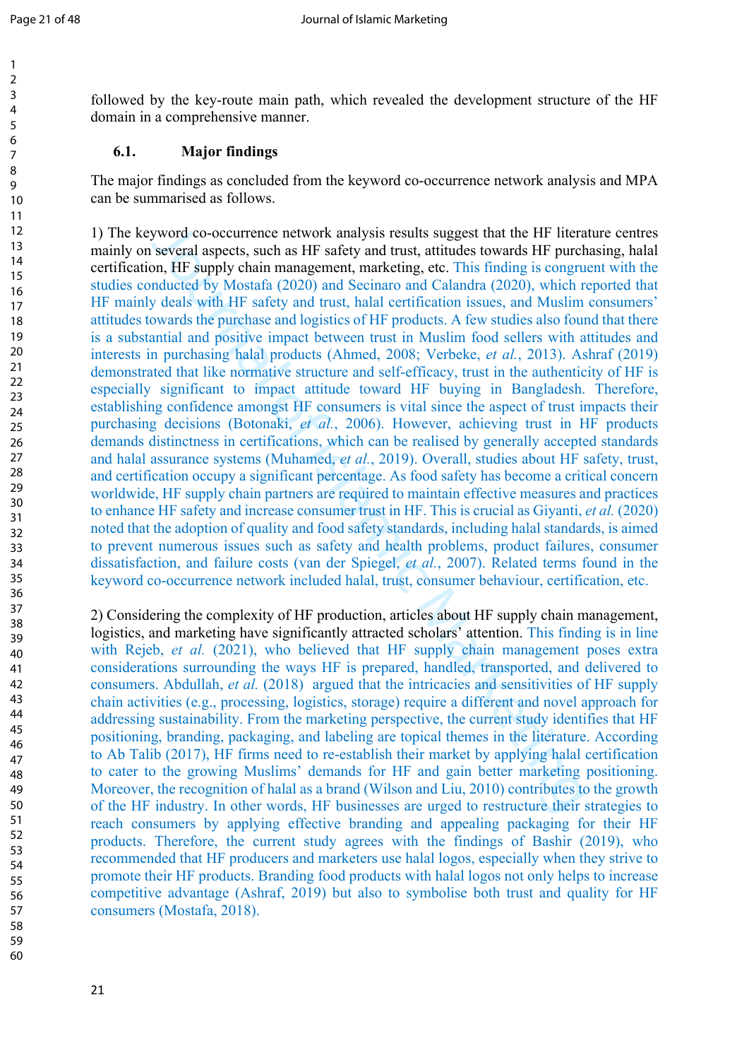followed by the key-route main path, which revealed the development structure of the HF domain in a comprehensive manner.

### 6.1. Major findings

The major findings as concluded from the keyword co-occurrence network analysis and MPA can be summarised as follows.

1) The keyword co-occurrence network analysis results suggest that the HF literature centres mainly on several aspects, such as HF safety and trust, attitudes towards HF purchasing, halal certification, HF supply chain management, marketing, etc. This finding is congruent with the studies conducted by Mostafa (2020) and Secinaro and Calandra (2020), which reported that HF mainly deals with HF safety and trust, halal certification issues, and Muslim consumers' attitudes towards the purchase and logistics of HF products. A few studies also found that there is a substantial and positive impact between trust in Muslim food sellers with attitudes and interests in purchasing halal products (Ahmed, 2008; Verbeke, *et al.*, 2013). Ashraf (2019) demonstrated that like normative structure and self-efficacy, trust in the authenticity of HF is especially significant to impact attitude toward HF buying in Bangladesh. Therefore, establishing confidence amongst HF consumers is vital since the aspect of trust impacts their purchasing decisions (Botonaki, *et al.*, 2006). However, achieving trust in HF products demands distinctness in certifications, which can be realised by generally accepted standards and halal assurance systems (Muhamed, *et al.*, 2019). Overall, studies about HF safety, trust, and certification occupy a significant percentage. As food safety has become a critical concern worldwide, HF supply chain partners are required to maintain effective measures and practices to enhance HF safety and increase consumer trust in HF. This is crucial as Giyanti, *et al.* (2020) noted that the adoption of quality and food safety standards, including halal standards, is aimed to prevent numerous issues such as safety and health problems, product failures, consumer dissatisfaction, and failure costs (van der Spiegel, *et al.*, 2007). Related terms found in the keyword co-occurrence network included halal, trust, consumer behaviour, certification, etc.

2) Considering the complexity of HF production, articles about HF supply chain management, logistics, and marketing have significantly attracted scholars' attention. This finding is in line with Rejeb, *et al.* (2021), who believed that HF supply chain management poses extra considerations surrounding the ways HF is prepared, handled, transported, and delivered to consumers. Abdullah, *et al.* (2018) argued that the intricacies and sensitivities of HF supply chain activities (e.g., processing, logistics, storage) require a different and novel approach for addressing sustainability. From the marketing perspective, the current study identifies that HF positioning, branding, packaging, and labeling are topical themes in the literature. According to Ab Talib (2017), HF firms need to re-establish their market by applying halal certification to cater to the growing Muslims' demands for HF and gain better marketing positioning. Moreover, the recognition of halal as a brand (Wilson and Liu, 2010) contributes to the growth of the HF industry. In other words, HF businesses are urged to restructure their strategies to reach consumers by applying effective branding and appealing packaging for their HF products. Therefore, the current study agrees with the findings of Bashir (2019), who recommended that HF producers and marketers use halal logos, especially when they strive to promote their HF products. Branding food products with halal logos not only helps to increase competitive advantage (Ashraf, 2019) but also to symbolise both trust and quality for HF consumers (Mostafa, 2018).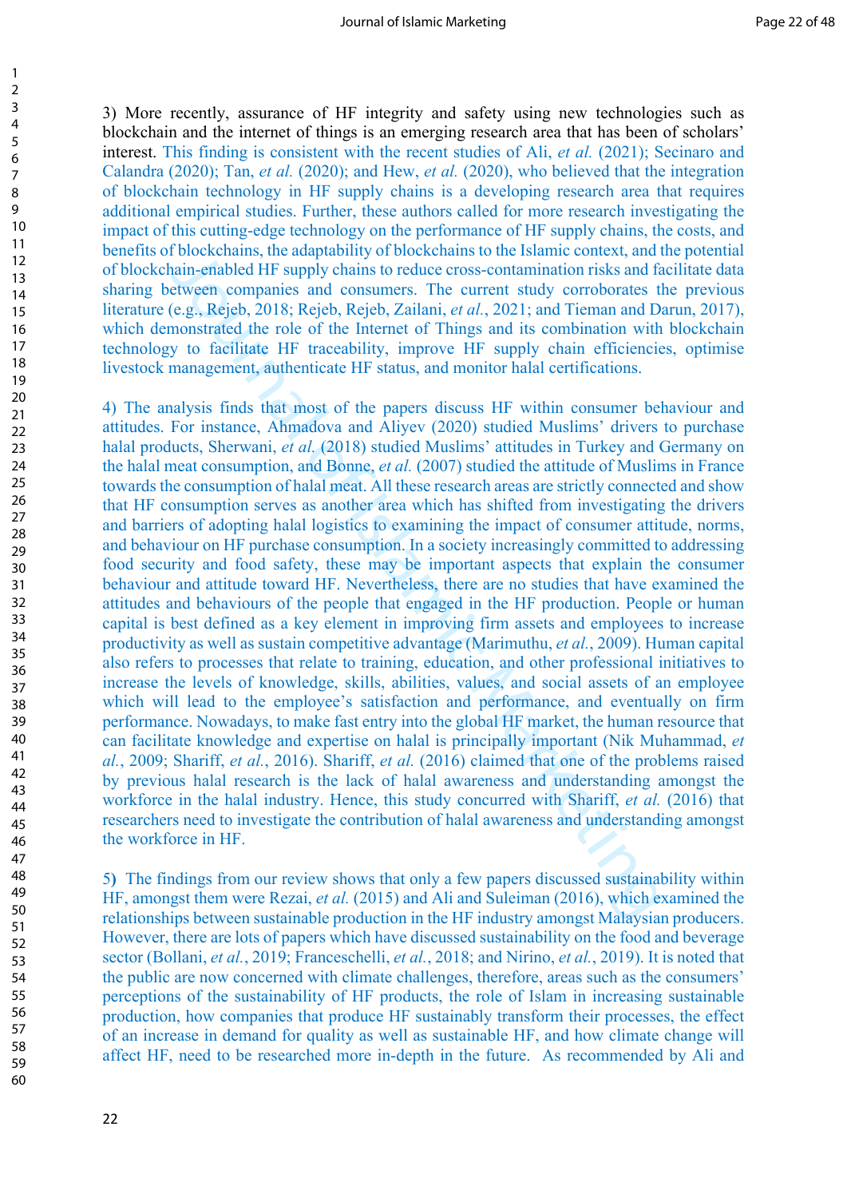3) More recently, assurance of HF integrity and safety using new technologies such as blockchain and the internet of things is an emerging research area that has been of scholars' interest. This finding is consistent with the recent studies of Ali, *et al.* (2021); Secinaro and Calandra (2020); Tan, *et al.* (2020); and Hew, *et al.* (2020), who believed that the integration of blockchain technology in HF supply chains is a developing research area that requires additional empirical studies. Further, these authors called for more research investigating the impact of this cutting-edge technology on the performance of HF supply chains, the costs, and benefits of blockchains, the adaptability of blockchains to the Islamic context, and the potential of blockchain-enabled HF supply chains to reduce cross-contamination risks and facilitate data sharing between companies and consumers. The current study corroborates the previous literature (e.g., Rejeb, 2018; Rejeb, Rejeb, Zailani, *et al.*, 2021; and Tieman and Darun, 2017), which demonstrated the role of the Internet of Things and its combination with blockchain technology to facilitate HF traceability, improve HF supply chain efficiencies, optimise livestock management, authenticate HF status, and monitor halal certifications.

4) The analysis finds that most of the papers discuss HF within consumer behaviour and attitudes. For instance, Ahmadova and Aliyev (2020) studied Muslims' drivers to purchase halal products, Sherwani, *et al.* (2018) studied Muslims' attitudes in Turkey and Germany on the halal meat consumption, and Bonne, *et al.* (2007) studied the attitude of Muslims in France towards the consumption of halal meat. All these research areas are strictly connected and show that HF consumption serves as another area which has shifted from investigating the drivers and barriers of adopting halal logistics to examining the impact of consumer attitude, norms, and behaviour on HF purchase consumption. In a society increasingly committed to addressing food security and food safety, these may be important aspects that explain the consumer behaviour and attitude toward HF. Nevertheless, there are no studies that have examined the attitudes and behaviours of the people that engaged in the HF production. People or human capital is best defined as a key element in improving firm assets and employees to increase productivity as well as sustain competitive advantage (Marimuthu, *et al.*, 2009). Human capital also refers to processes that relate to training, education, and other professional initiatives to increase the levels of knowledge, skills, abilities, values, and social assets of an employee which will lead to the employee's satisfaction and performance, and eventually on firm performance. Nowadays, to make fast entry into the global HF market, the human resource that can facilitate knowledge and expertise on halal is principally important (Nik Muhammad, *et al.*, 2009; Shariff, *et al.*, 2016). Shariff, *et al.* (2016) claimed that one of the problems raised by previous halal research is the lack of halal awareness and understanding amongst the workforce in the halal industry. Hence, this study concurred with Shariff, *et al.* (2016) that researchers need to investigate the contribution of halal awareness and understanding amongst the workforce in HF.

5**)** The findings from our review shows that only a few papers discussed sustainability within HF, amongst them were Rezai, *et al.* (2015) and Ali and Suleiman (2016), which examined the relationships between sustainable production in the HF industry amongst Malaysian producers. However, there are lots of papers which have discussed sustainability on the food and beverage sector (Bollani, *et al.*, 2019; Franceschelli, *et al.*, 2018; and Nirino, *et al.*, 2019). It is noted that the public are now concerned with climate challenges, therefore, areas such as the consumers' perceptions of the sustainability of HF products, the role of Islam in increasing sustainable production, how companies that produce HF sustainably transform their processes, the effect of an increase in demand for quality as well as sustainable HF, and how climate change will affect HF, need to be researched more in-depth in the future. As recommended by Ali and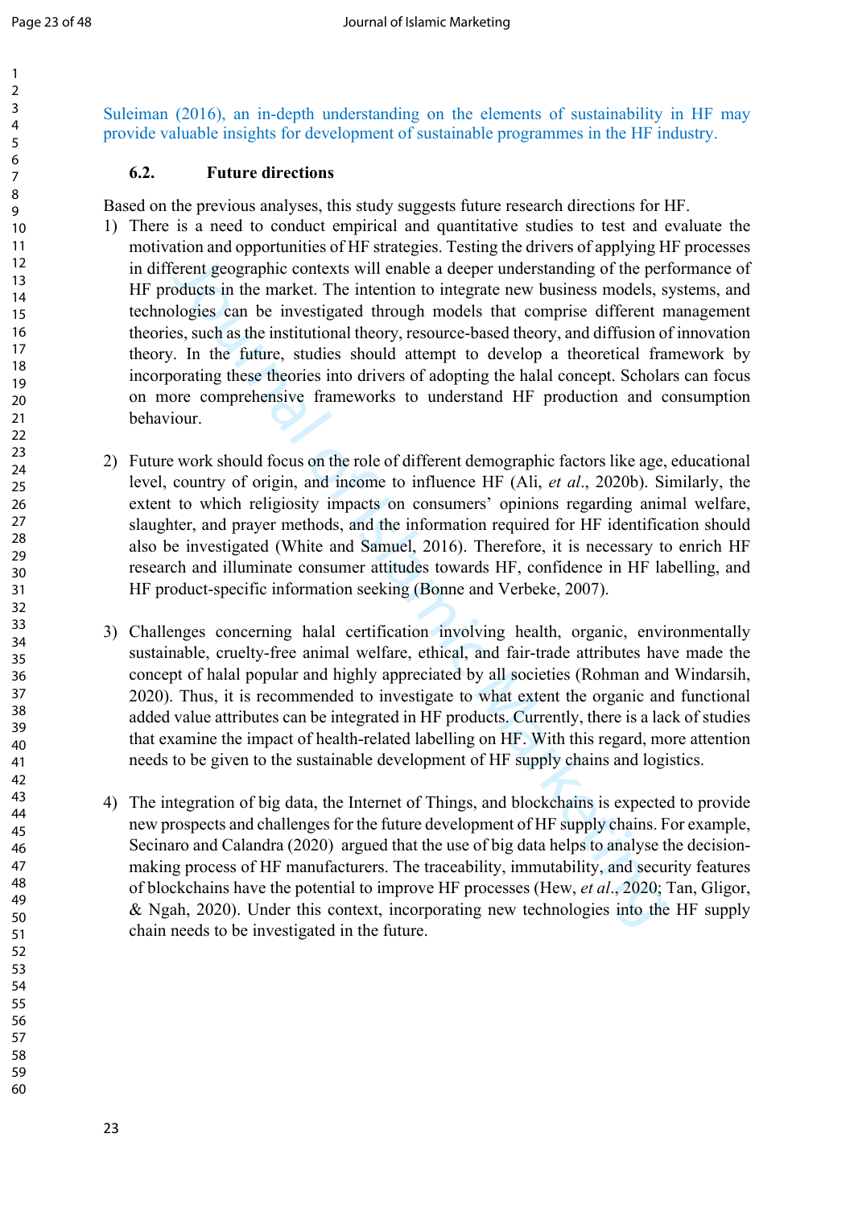Suleiman (2016), an in-depth understanding on the elements of sustainability in HF may provide valuable insights for development of sustainable programmes in the HF industry.

### 6.2. Future directions

Based on the previous analyses, this study suggests future research directions for HF.

1) There is a need to conduct empirical and quantitative studies to test and evaluate the motivation and opportunities of HF strategies. Testing the drivers of applying HF processes in different geographic contexts will enable a deeper understanding of the performance of HF products in the market. The intention to integrate new business models, systems, and technologies can be investigated through models that comprise different management theories, such as the institutional theory, resource-based theory, and diffusion of innovation theory. In the future, studies should attempt to develop a theoretical framework by incorporating these theories into drivers of adopting the halal concept. Scholars can focus on more comprehensive frameworks to understand HF production and consumption behaviour.

2) Future work should focus on the role of different demographic factors like age, educational level, country of origin, and income to influence HF (Ali, *et al*., 2020b). Similarly, the extent to which religiosity impacts on consumers' opinions regarding animal welfare, slaughter, and prayer methods, and the information required for HF identification should also be investigated (White and Samuel, 2016). Therefore, it is necessary to enrich HF research and illuminate consumer attitudes towards HF, confidence in HF labelling, and HF product-specific information seeking (Bonne and Verbeke, 2007).

3) Challenges concerning halal certification involving health, organic, environmentally sustainable, cruelty-free animal welfare, ethical, and fair-trade attributes have made the concept of halal popular and highly appreciated by all societies (Rohman and Windarsih, 2020). Thus, it is recommended to investigate to what extent the organic and functional added value attributes can be integrated in HF products. Currently, there is a lack of studies that examine the impact of health-related labelling on HF. With this regard, more attention needs to be given to the sustainable development of HF supply chains and logistics.

4) The integration of big data, the Internet of Things, and blockchains is expected to provide new prospects and challenges for the future development of HF supply chains. For example, Secinaro and Calandra (2020) argued that the use of big data helps to analyse the decision-making process of HF manufacturers. The traceability, immutability, and security features of blockchains have the potential to improve HF processes (Hew, *et al*., 2020; Tan, Gligor, & Ngah, 2020). Under this context, incorporating new technologies into the HF supply chain needs to be investigated in the future.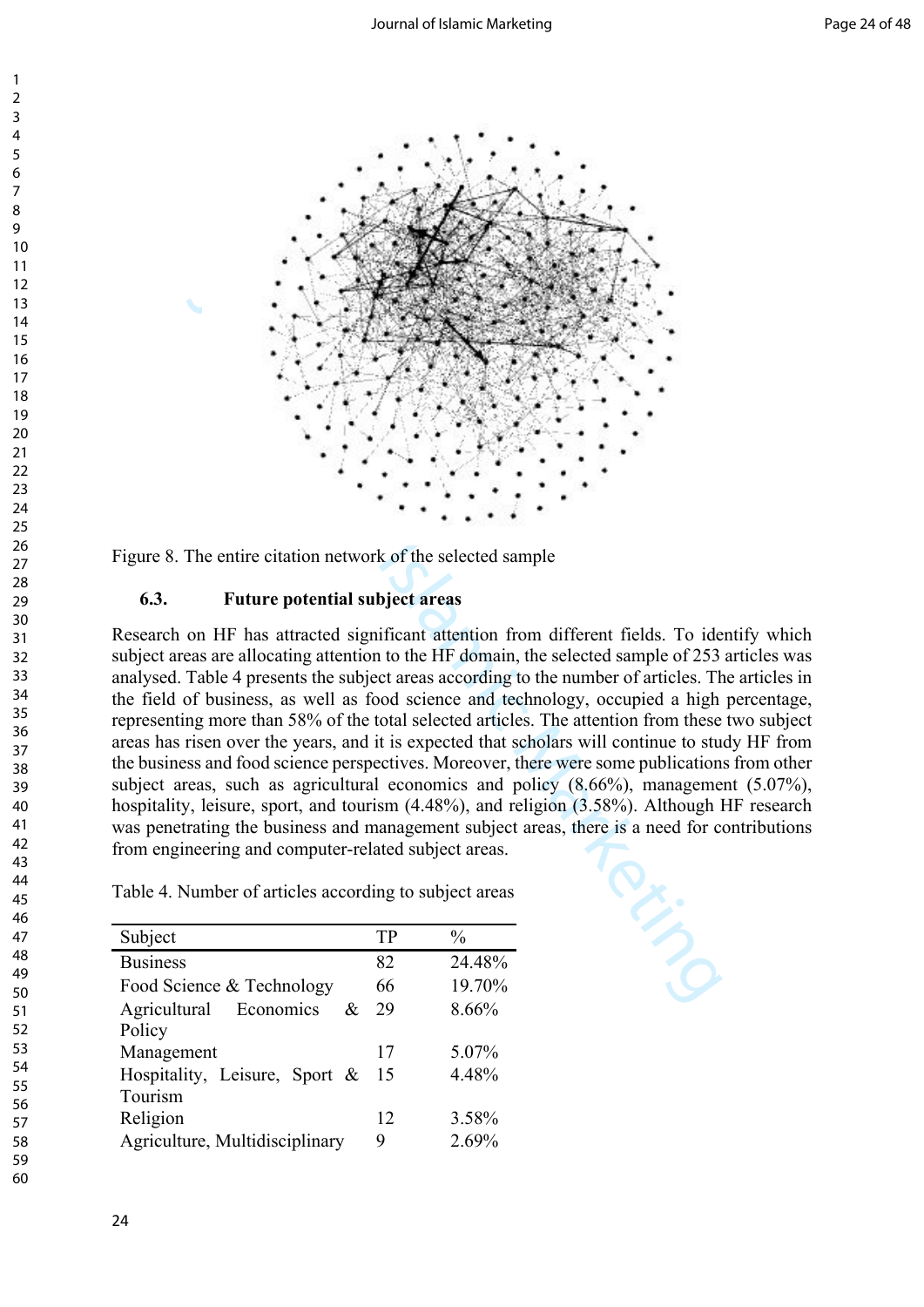Figure 8. The entire citation network of the selected sample

### 6.3. Future potential subject areas

Research on HF has attracted significant attention from different fields. To identify which subject areas are allocating attention to the HF domain, the selected sample of 253 articles was analysed. Table 4 presents the subject areas according to the number of articles. The articles in the field of business, as well as food science and technology, occupied a high percentage, representing more than 58% of the total selected articles. The attention from these two subject areas has risen over the years, and it is expected that scholars will continue to study HF from the business and food science perspectives. Moreover, there were some publications from other subject areas, such as agricultural economics and policy (8.66%), management (5.07%), hospitality, leisure, sport, and tourism (4.48%), and religion (3.58%). Although HF research was penetrating the business and management subject areas, there is a need for contributions from engineering and computer-related subject areas.

Table 4. Number of articles according to subject areas

| Subject | TP | % |
|---|---|---|
| Business | 82 | 24.48% |
| Food Science & Technology | 66 | 19.70% |
| Agricultural Economics & Policy | 29 | 8.66% |
| Management | 17 | 5.07% |
| Hospitality, Leisure, Sport & Tourism | 15 | 4.48% |
| Religion | 12 | 3.58% |
| Agriculture, Multidisciplinary | 9 | 2.69% |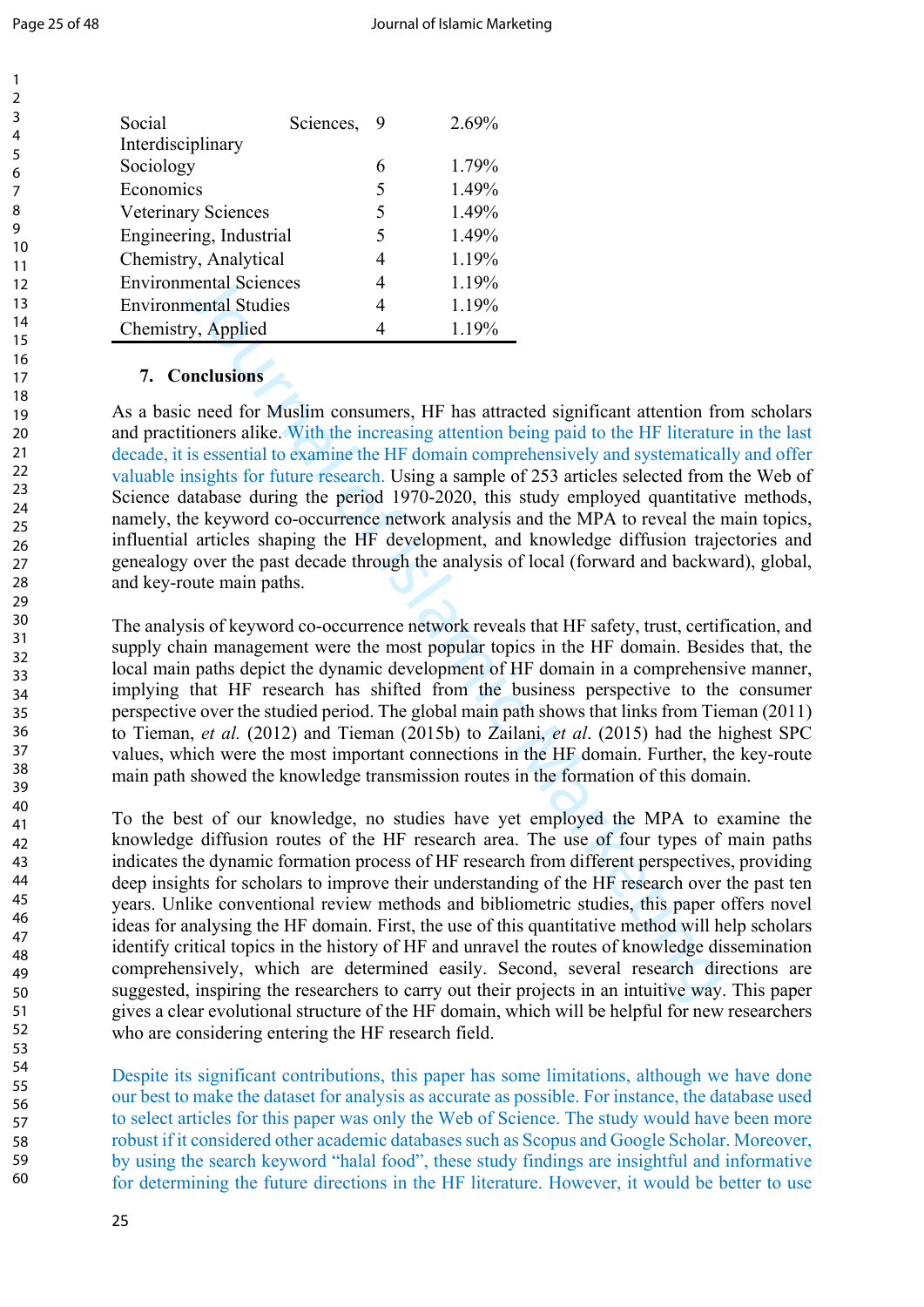| | | |
|---|---|---|
| Social Sciences, Interdisciplinary | 9 | 2.69% |
| Sociology | 6 | 1.79% |
| Economics | 5 | 1.49% |
| Veterinary Sciences | 5 | 1.49% |
| Engineering, Industrial | 5 | 1.49% |
| Chemistry, Analytical | 4 | 1.19% |
| Environmental Sciences | 4 | 1.19% |
| Environmental Studies | 4 | 1.19% |
| Chemistry, Applied | 4 | 1.19% |

## 7. Conclusions

As a basic need for Muslim consumers, HF has attracted significant attention from scholars and practitioners alike. With the increasing attention being paid to the HF literature in the last decade, it is essential to examine the HF domain comprehensively and systematically and offer valuable insights for future research. Using a sample of 253 articles selected from the Web of Science database during the period 1970-2020, this study employed quantitative methods, namely, the keyword co-occurrence network analysis and the MPA to reveal the main topics, influential articles shaping the HF development, and knowledge diffusion trajectories and genealogy over the past decade through the analysis of local (forward and backward), global, and key-route main paths.

The analysis of keyword co-occurrence network reveals that HF safety, trust, certification, and supply chain management were the most popular topics in the HF domain. Besides that, the local main paths depict the dynamic development of HF domain in a comprehensive manner, implying that HF research has shifted from the business perspective to the consumer perspective over the studied period. The global main path shows that links from Tieman (2011) to Tieman, *et al.* (2012) and Tieman (2015b) to Zailani, *et al.* (2015) had the highest SPC values, which were the most important connections in the HF domain. Further, the key-route main path showed the knowledge transmission routes in the formation of this domain.

To the best of our knowledge, no studies have yet employed the MPA to examine the knowledge diffusion routes of the HF research area. The use of four types of main paths indicates the dynamic formation process of HF research from different perspectives, providing deep insights for scholars to improve their understanding of the HF research over the past ten years. Unlike conventional review methods and bibliometric studies, this paper offers novel ideas for analysing the HF domain. First, the use of this quantitative method will help scholars identify critical topics in the history of HF and unravel the routes of knowledge dissemination comprehensively, which are determined easily. Second, several research directions are suggested, inspiring the researchers to carry out their projects in an intuitive way. This paper gives a clear evolutional structure of the HF domain, which will be helpful for new researchers who are considering entering the HF research field.

Despite its significant contributions, this paper has some limitations, although we have done our best to make the dataset for analysis as accurate as possible. For instance, the database used to select articles for this paper was only the Web of Science. The study would have been more robust if it considered other academic databases such as Scopus and Google Scholar. Moreover, by using the search keyword "halal food", these study findings are insightful and informative for determining the future directions in the HF literature. However, it would be better to use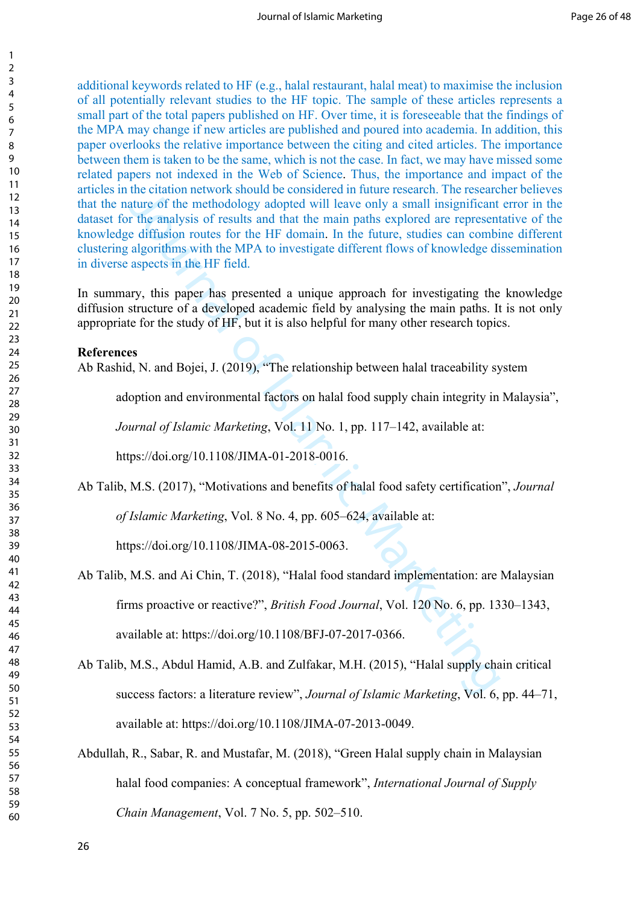additional keywords related to HF (e.g., halal restaurant, halal meat) to maximise the inclusion of all potentially relevant studies to the HF topic. The sample of these articles represents a small part of the total papers published on HF. Over time, it is foreseeable that the findings of the MPA may change if new articles are published and poured into academia. In addition, this paper overlooks the relative importance between the citing and cited articles. The importance between them is taken to be the same, which is not the case. In fact, we may have missed some related papers not indexed in the Web of Science. Thus, the importance and impact of the articles in the citation network should be considered in future research. The researcher believes that the nature of the methodology adopted will leave only a small insignificant error in the dataset for the analysis of results and that the main paths explored are representative of the knowledge diffusion routes for the HF domain. In the future, studies can combine different clustering algorithms with the MPA to investigate different flows of knowledge dissemination in diverse aspects in the HF field.

In summary, this paper has presented a unique approach for investigating the knowledge diffusion structure of a developed academic field by analysing the main paths. It is not only appropriate for the study of HF, but it is also helpful for many other research topics.

**References**

Ab Rashid, N. and Bojei, J. (2019), "The relationship between halal traceability system adoption and environmental factors on halal food supply chain integrity in Malaysia", *Journal of Islamic Marketing*, Vol. 11 No. 1, pp. 117–142, available at: https://doi.org/10.1108/JIMA-01-2018-0016.

Ab Talib, M.S. (2017), "Motivations and benefits of halal food safety certification", *Journal of Islamic Marketing*, Vol. 8 No. 4, pp. 605–624, available at: https://doi.org/10.1108/JIMA-08-2015-0063.

Ab Talib, M.S. and Ai Chin, T. (2018), "Halal food standard implementation: are Malaysian firms proactive or reactive?", *British Food Journal*, Vol. 120 No. 6, pp. 1330–1343, available at: https://doi.org/10.1108/BFJ-07-2017-0366.

Ab Talib, M.S., Abdul Hamid, A.B. and Zulfakar, M.H. (2015), "Halal supply chain critical success factors: a literature review", *Journal of Islamic Marketing*, Vol. 6, pp. 44–71, available at: https://doi.org/10.1108/JIMA-07-2013-0049.

Abdullah, R., Sabar, R. and Mustafar, M. (2018), "Green Halal supply chain in Malaysian halal food companies: A conceptual framework", *International Journal of Supply Chain Management*, Vol. 7 No. 5, pp. 502–510.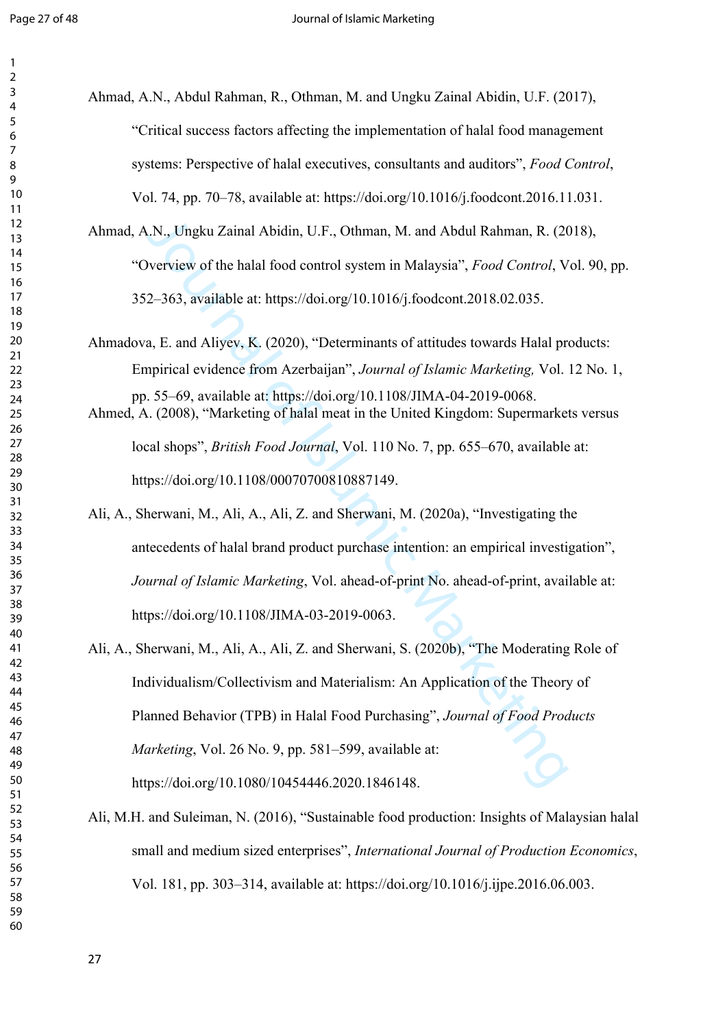Ahmad, A.N., Abdul Rahman, R., Othman, M. and Ungku Zainal Abidin, U.F. (2017), "Critical success factors affecting the implementation of halal food management systems: Perspective of halal executives, consultants and auditors", *Food Control*, Vol. 74, pp. 70–78, available at: https://doi.org/10.1016/j.foodcont.2016.11.031.

Ahmad, A.N., Ungku Zainal Abidin, U.F., Othman, M. and Abdul Rahman, R. (2018), "Overview of the halal food control system in Malaysia", *Food Control*, Vol. 90, pp. 352–363, available at: https://doi.org/10.1016/j.foodcont.2018.02.035.

Ahmadova, E. and Aliyev, K. (2020), "Determinants of attitudes towards Halal products: Empirical evidence from Azerbaijan", *Journal of Islamic Marketing,* Vol. 12 No. 1, pp. 55–69, available at: https://doi.org/10.1108/JIMA-04-2019-0068.

Ahmed, A. (2008), "Marketing of halal meat in the United Kingdom: Supermarkets versus local shops", *British Food Journal*, Vol. 110 No. 7, pp. 655–670, available at: https://doi.org/10.1108/00070700810887149.

Ali, A., Sherwani, M., Ali, A., Ali, Z. and Sherwani, M. (2020a), "Investigating the antecedents of halal brand product purchase intention: an empirical investigation", *Journal of Islamic Marketing*, Vol. ahead-of-print No. ahead-of-print, available at: https://doi.org/10.1108/JIMA-03-2019-0063.

Ali, A., Sherwani, M., Ali, A., Ali, Z. and Sherwani, S. (2020b), "The Moderating Role of Individualism/Collectivism and Materialism: An Application of the Theory of Planned Behavior (TPB) in Halal Food Purchasing", *Journal of Food Products Marketing*, Vol. 26 No. 9, pp. 581–599, available at: https://doi.org/10.1080/10454446.2020.1846148.

Ali, M.H. and Suleiman, N. (2016), "Sustainable food production: Insights of Malaysian halal small and medium sized enterprises", *International Journal of Production Economics*, Vol. 181, pp. 303–314, available at: https://doi.org/10.1016/j.ijpe.2016.06.003.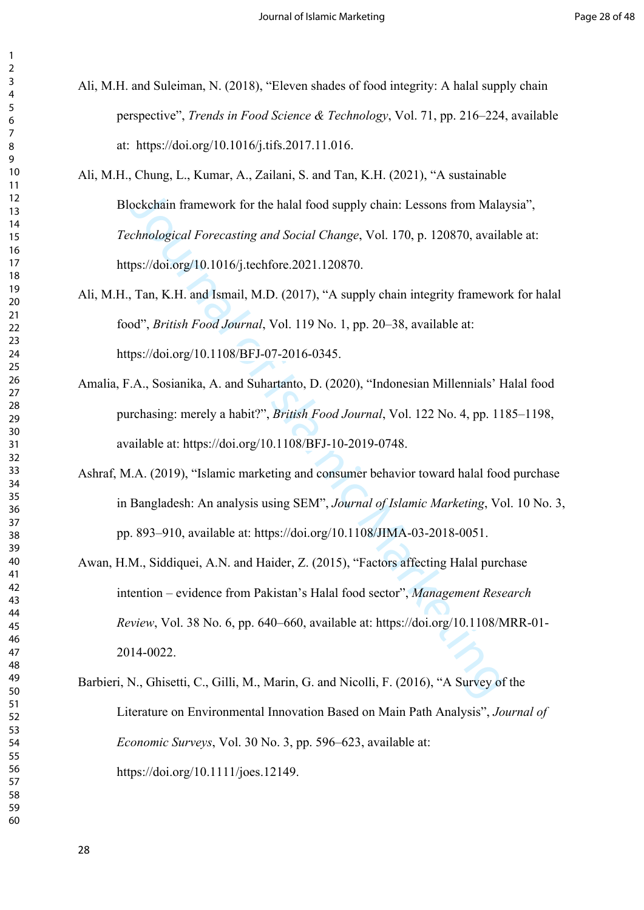Ali, M.H. and Suleiman, N. (2018), "Eleven shades of food integrity: A halal supply chain perspective", *Trends in Food Science & Technology*, Vol. 71, pp. 216–224, available at: https://doi.org/10.1016/j.tifs.2017.11.016.

Ali, M.H., Chung, L., Kumar, A., Zailani, S. and Tan, K.H. (2021), "A sustainable Blockchain framework for the halal food supply chain: Lessons from Malaysia", *Technological Forecasting and Social Change*, Vol. 170, p. 120870, available at: https://doi.org/10.1016/j.techfore.2021.120870.

Ali, M.H., Tan, K.H. and Ismail, M.D. (2017), "A supply chain integrity framework for halal food", *British Food Journal*, Vol. 119 No. 1, pp. 20–38, available at: https://doi.org/10.1108/BFJ-07-2016-0345.

Amalia, F.A., Sosianika, A. and Suhartanto, D. (2020), "Indonesian Millennials' Halal food purchasing: merely a habit?", *British Food Journal*, Vol. 122 No. 4, pp. 1185–1198, available at: https://doi.org/10.1108/BFJ-10-2019-0748.

Ashraf, M.A. (2019), "Islamic marketing and consumer behavior toward halal food purchase in Bangladesh: An analysis using SEM", *Journal of Islamic Marketing*, Vol. 10 No. 3, pp. 893–910, available at: https://doi.org/10.1108/JIMA-03-2018-0051.

Awan, H.M., Siddiquei, A.N. and Haider, Z. (2015), "Factors affecting Halal purchase intention – evidence from Pakistan's Halal food sector", *Management Research Review*, Vol. 38 No. 6, pp. 640–660, available at: https://doi.org/10.1108/MRR-01-2014-0022.

Barbieri, N., Ghisetti, C., Gilli, M., Marin, G. and Nicolli, F. (2016), "A Survey of the Literature on Environmental Innovation Based on Main Path Analysis", *Journal of Economic Surveys*, Vol. 30 No. 3, pp. 596–623, available at: https://doi.org/10.1111/joes.12149.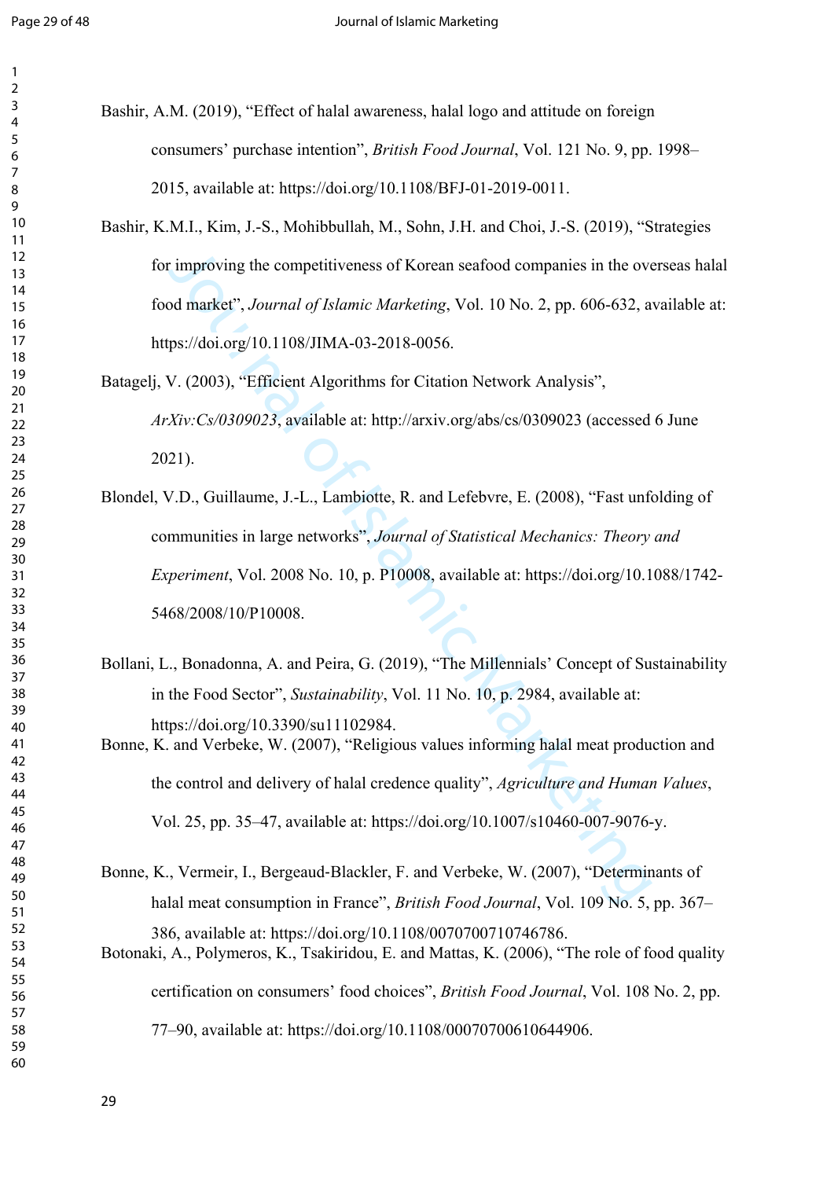Bashir, A.M. (2019), "Effect of halal awareness, halal logo and attitude on foreign consumers' purchase intention", *British Food Journal*, Vol. 121 No. 9, pp. 1998–2015, available at: https://doi.org/10.1108/BFJ-01-2019-0011.

Bashir, K.M.I., Kim, J.-S., Mohibbullah, M., Sohn, J.H. and Choi, J.-S. (2019), "Strategies for improving the competitiveness of Korean seafood companies in the overseas halal food market", *Journal of Islamic Marketing*, Vol. 10 No. 2, pp. 606-632, available at: https://doi.org/10.1108/JIMA-03-2018-0056.

Batagelj, V. (2003), "Efficient Algorithms for Citation Network Analysis", *ArXiv:Cs/0309023*, available at: http://arxiv.org/abs/cs/0309023 (accessed 6 June 2021).

Blondel, V.D., Guillaume, J.-L., Lambiotte, R. and Lefebvre, E. (2008), "Fast unfolding of communities in large networks", *Journal of Statistical Mechanics: Theory and Experiment*, Vol. 2008 No. 10, p. P10008, available at: https://doi.org/10.1088/1742-5468/2008/10/P10008.

Bollani, L., Bonadonna, A. and Peira, G. (2019), "The Millennials' Concept of Sustainability in the Food Sector", *Sustainability*, Vol. 11 No. 10, p. 2984, available at: https://doi.org/10.3390/su11102984.

Bonne, K. and Verbeke, W. (2007), "Religious values informing halal meat production and the control and delivery of halal credence quality", *Agriculture and Human Values*, Vol. 25, pp. 35–47, available at: https://doi.org/10.1007/s10460-007-9076-y.

Bonne, K., Vermeir, I., Bergeaud-Blackler, F. and Verbeke, W. (2007), "Determinants of halal meat consumption in France", *British Food Journal*, Vol. 109 No. 5, pp. 367–386, available at: https://doi.org/10.1108/00070700710746786.

Botonaki, A., Polymeros, K., Tsakiridou, E. and Mattas, K. (2006), "The role of food quality certification on consumers' food choices", *British Food Journal*, Vol. 108 No. 2, pp. 77–90, available at: https://doi.org/10.1108/00070700610644906.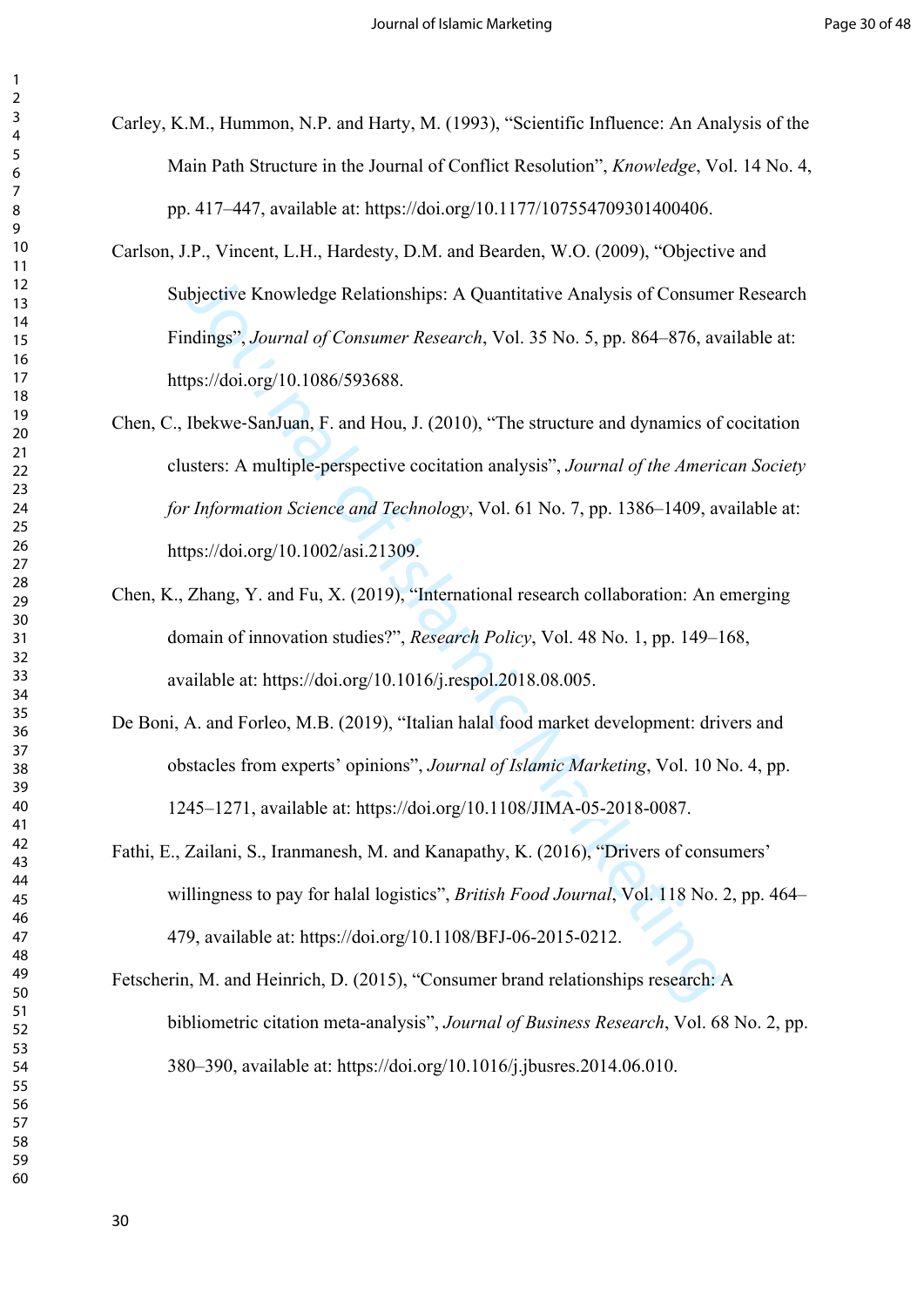Carley, K.M., Hummon, N.P. and Harty, M. (1993), "Scientific Influence: An Analysis of the Main Path Structure in the Journal of Conflict Resolution", *Knowledge*, Vol. 14 No. 4, pp. 417–447, available at: https://doi.org/10.1177/107554709301400406.

Carlson, J.P., Vincent, L.H., Hardesty, D.M. and Bearden, W.O. (2009), "Objective and Subjective Knowledge Relationships: A Quantitative Analysis of Consumer Research Findings", *Journal of Consumer Research*, Vol. 35 No. 5, pp. 864–876, available at: https://doi.org/10.1086/593688.

Chen, C., Ibekwe-SanJuan, F. and Hou, J. (2010), "The structure and dynamics of cocitation clusters: A multiple-perspective cocitation analysis", *Journal of the American Society for Information Science and Technology*, Vol. 61 No. 7, pp. 1386–1409, available at: https://doi.org/10.1002/asi.21309.

Chen, K., Zhang, Y. and Fu, X. (2019), "International research collaboration: An emerging domain of innovation studies?", *Research Policy*, Vol. 48 No. 1, pp. 149–168, available at: https://doi.org/10.1016/j.respol.2018.08.005.

De Boni, A. and Forleo, M.B. (2019), "Italian halal food market development: drivers and obstacles from experts' opinions", *Journal of Islamic Marketing*, Vol. 10 No. 4, pp. 1245–1271, available at: https://doi.org/10.1108/JIMA-05-2018-0087.

Fathi, E., Zailani, S., Iranmanesh, M. and Kanapathy, K. (2016), "Drivers of consumers' willingness to pay for halal logistics", *British Food Journal*, Vol. 118 No. 2, pp. 464–479, available at: https://doi.org/10.1108/BFJ-06-2015-0212.

Fetscherin, M. and Heinrich, D. (2015), "Consumer brand relationships research: A bibliometric citation meta-analysis", *Journal of Business Research*, Vol. 68 No. 2, pp. 380–390, available at: https://doi.org/10.1016/j.jbusres.2014.06.010.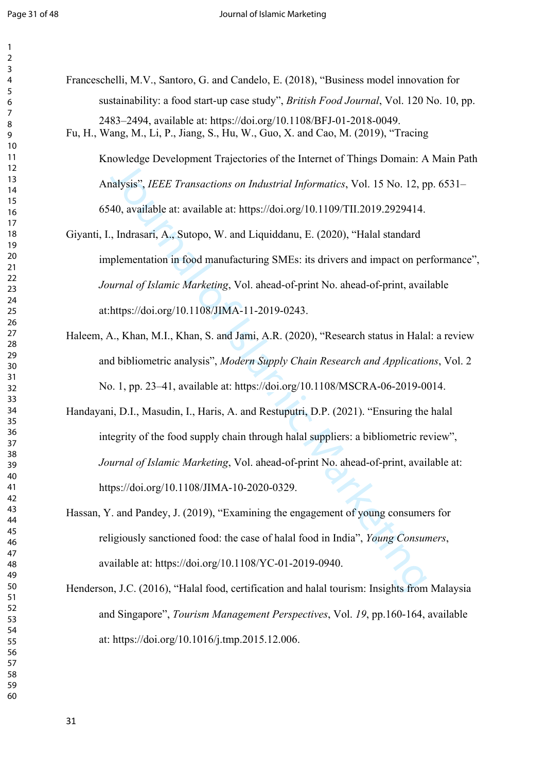Franceschelli, M.V., Santoro, G. and Candelo, E. (2018), "Business model innovation for sustainability: a food start-up case study", *British Food Journal*, Vol. 120 No. 10, pp. 2483–2494, available at: https://doi.org/10.1108/BFJ-01-2018-0049.

Fu, H., Wang, M., Li, P., Jiang, S., Hu, W., Guo, X. and Cao, M. (2019), "Tracing Knowledge Development Trajectories of the Internet of Things Domain: A Main Path Analysis", *IEEE Transactions on Industrial Informatics*, Vol. 15 No. 12, pp. 6531–6540, available at: available at: https://doi.org/10.1109/TII.2019.2929414.

Giyanti, I., Indrasari, A., Sutopo, W. and Liquiddanu, E. (2020), "Halal standard implementation in food manufacturing SMEs: its drivers and impact on performance", *Journal of Islamic Marketing*, Vol. ahead-of-print No. ahead-of-print, available at:https://doi.org/10.1108/JIMA-11-2019-0243.

Haleem, A., Khan, M.I., Khan, S. and Jami, A.R. (2020), "Research status in Halal: a review and bibliometric analysis", *Modern Supply Chain Research and Applications*, Vol. 2 No. 1, pp. 23–41, available at: https://doi.org/10.1108/MSCRA-06-2019-0014.

Handayani, D.I., Masudin, I., Haris, A. and Restuputri, D.P. (2021). "Ensuring the halal integrity of the food supply chain through halal suppliers: a bibliometric review", *Journal of Islamic Marketing*, Vol. ahead-of-print No. ahead-of-print, available at: https://doi.org/10.1108/JIMA-10-2020-0329.

Hassan, Y. and Pandey, J. (2019), "Examining the engagement of young consumers for religiously sanctioned food: the case of halal food in India", *Young Consumers*, available at: https://doi.org/10.1108/YC-01-2019-0940.

Henderson, J.C. (2016), "Halal food, certification and halal tourism: Insights from Malaysia and Singapore", *Tourism Management Perspectives*, Vol. *19*, pp.160-164, available at: https://doi.org/10.1016/j.tmp.2015.12.006.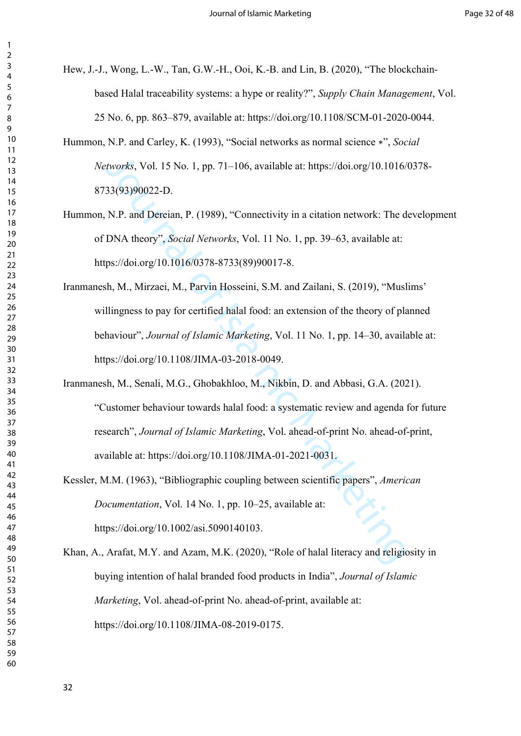Hew, J.-J., Wong, L.-W., Tan, G.W.-H., Ooi, K.-B. and Lin, B. (2020), "The blockchain-based Halal traceability systems: a hype or reality?", *Supply Chain Management*, Vol. 25 No. 6, pp. 863–879, available at: https://doi.org/10.1108/SCM-01-2020-0044.

Hummon, N.P. and Carley, K. (1993), "Social networks as normal science ∗", *Social Networks*, Vol. 15 No. 1, pp. 71–106, available at: https://doi.org/10.1016/0378-8733(93)90022-D.

Hummon, N.P. and Dereian, P. (1989), "Connectivity in a citation network: The development of DNA theory", *Social Networks*, Vol. 11 No. 1, pp. 39–63, available at: https://doi.org/10.1016/0378-8733(89)90017-8.

Iranmanesh, M., Mirzaei, M., Parvin Hosseini, S.M. and Zailani, S. (2019), "Muslims' willingness to pay for certified halal food: an extension of the theory of planned behaviour", *Journal of Islamic Marketing*, Vol. 11 No. 1, pp. 14–30, available at: https://doi.org/10.1108/JIMA-03-2018-0049.

Iranmanesh, M., Senali, M.G., Ghobakhloo, M., Nikbin, D. and Abbasi, G.A. (2021). "Customer behaviour towards halal food: a systematic review and agenda for future research", *Journal of Islamic Marketing*, Vol. ahead-of-print No. ahead-of-print, available at: https://doi.org/10.1108/JIMA-01-2021-0031.

Kessler, M.M. (1963), "Bibliographic coupling between scientific papers", *American Documentation*, Vol. 14 No. 1, pp. 10–25, available at: https://doi.org/10.1002/asi.5090140103.

Khan, A., Arafat, M.Y. and Azam, M.K. (2020), "Role of halal literacy and religiosity in buying intention of halal branded food products in India", *Journal of Islamic Marketing*, Vol. ahead-of-print No. ahead-of-print, available at: https://doi.org/10.1108/JIMA-08-2019-0175.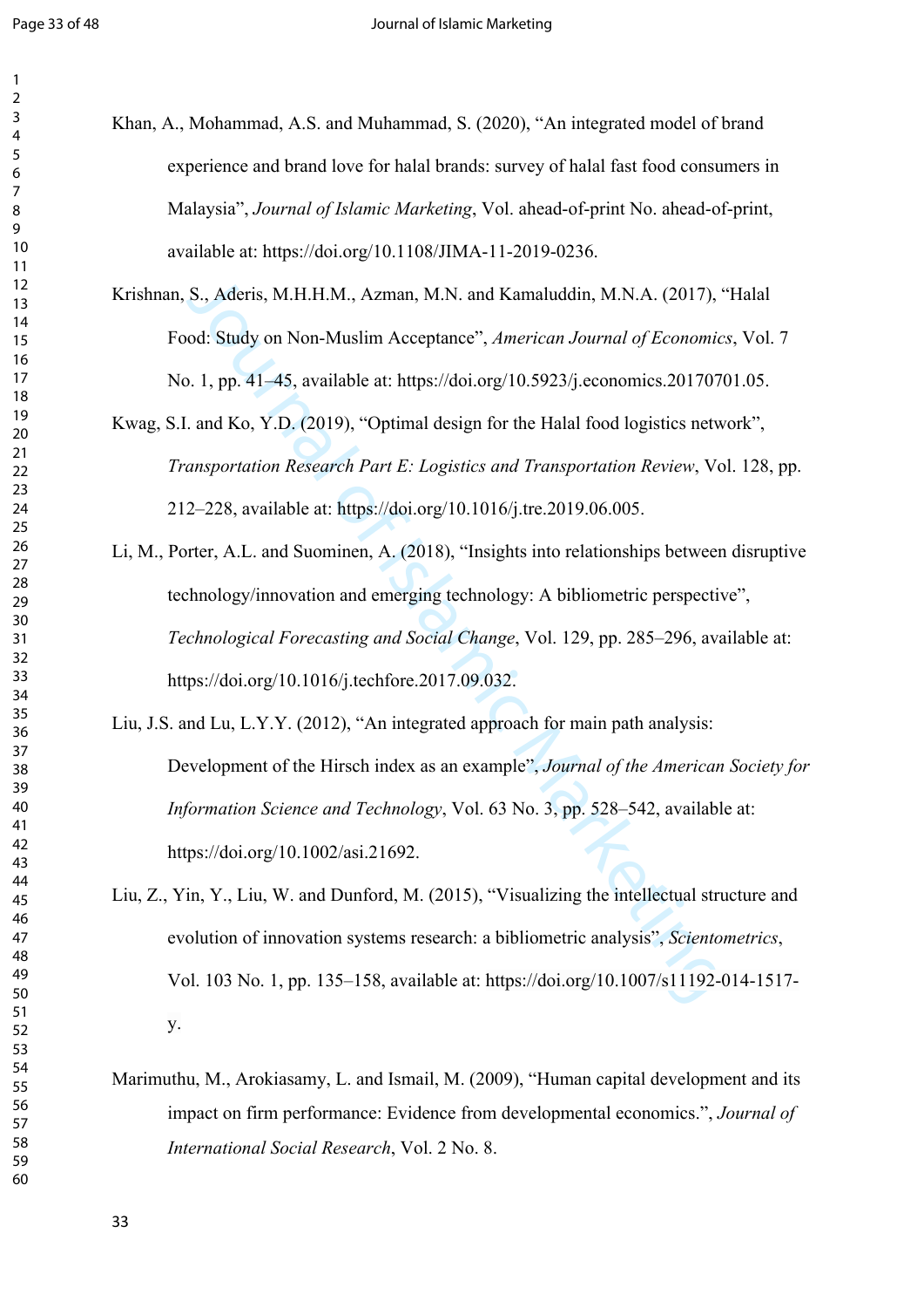Khan, A., Mohammad, A.S. and Muhammad, S. (2020), "An integrated model of brand experience and brand love for halal brands: survey of halal fast food consumers in Malaysia", *Journal of Islamic Marketing*, Vol. ahead-of-print No. ahead-of-print, available at: https://doi.org/10.1108/JIMA-11-2019-0236.

Krishnan, S., Aderis, M.H.H.M., Azman, M.N. and Kamaluddin, M.N.A. (2017), "Halal Food: Study on Non-Muslim Acceptance", *American Journal of Economics*, Vol. 7 No. 1, pp. 41–45, available at: https://doi.org/10.5923/j.economics.20170701.05.

Kwag, S.I. and Ko, Y.D. (2019), "Optimal design for the Halal food logistics network", *Transportation Research Part E: Logistics and Transportation Review*, Vol. 128, pp. 212–228, available at: https://doi.org/10.1016/j.tre.2019.06.005.

Li, M., Porter, A.L. and Suominen, A. (2018), "Insights into relationships between disruptive technology/innovation and emerging technology: A bibliometric perspective", *Technological Forecasting and Social Change*, Vol. 129, pp. 285–296, available at: https://doi.org/10.1016/j.techfore.2017.09.032.

Liu, J.S. and Lu, L.Y.Y. (2012), "An integrated approach for main path analysis: Development of the Hirsch index as an example", *Journal of the American Society for Information Science and Technology*, Vol. 63 No. 3, pp. 528–542, available at: https://doi.org/10.1002/asi.21692.

Liu, Z., Yin, Y., Liu, W. and Dunford, M. (2015), "Visualizing the intellectual structure and evolution of innovation systems research: a bibliometric analysis", *Scientometrics*, Vol. 103 No. 1, pp. 135–158, available at: https://doi.org/10.1007/s11192-014-1517-y.

Marimuthu, M., Arokiasamy, L. and Ismail, M. (2009), "Human capital development and its impact on firm performance: Evidence from developmental economics.", *Journal of International Social Research*, Vol. 2 No. 8.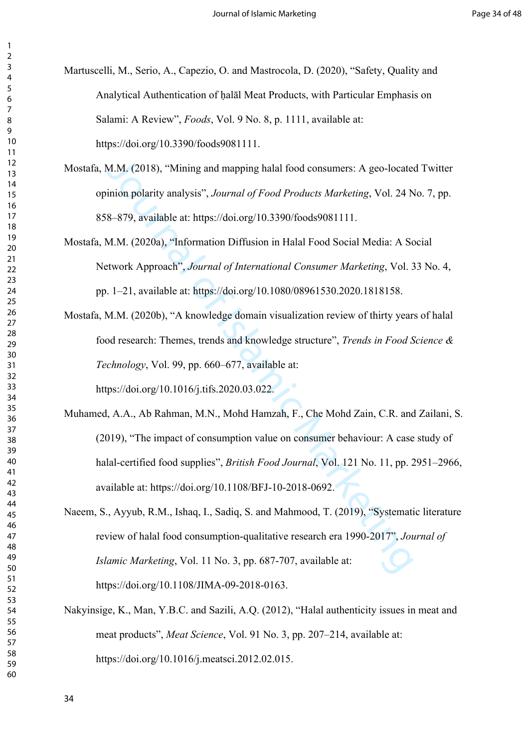Martuscelli, M., Serio, A., Capezio, O. and Mastrocola, D. (2020), "Safety, Quality and Analytical Authentication of ḥalāl Meat Products, with Particular Emphasis on Salami: A Review", *Foods*, Vol. 9 No. 8, p. 1111, available at: https://doi.org/10.3390/foods9081111.

Mostafa, M.M. (2018), "Mining and mapping halal food consumers: A geo-located Twitter opinion polarity analysis", *Journal of Food Products Marketing*, Vol. 24 No. 7, pp. 858–879, available at: https://doi.org/10.3390/foods9081111.

Mostafa, M.M. (2020a), "Information Diffusion in Halal Food Social Media: A Social Network Approach", *Journal of International Consumer Marketing*, Vol. 33 No. 4, pp. 1–21, available at: https://doi.org/10.1080/08961530.2020.1818158.

Mostafa, M.M. (2020b), "A knowledge domain visualization review of thirty years of halal food research: Themes, trends and knowledge structure", *Trends in Food Science & Technology*, Vol. 99, pp. 660–677, available at: https://doi.org/10.1016/j.tifs.2020.03.022.

Muhamed, A.A., Ab Rahman, M.N., Mohd Hamzah, F., Che Mohd Zain, C.R. and Zailani, S. (2019), "The impact of consumption value on consumer behaviour: A case study of halal-certified food supplies", *British Food Journal*, Vol. 121 No. 11, pp. 2951–2966, available at: https://doi.org/10.1108/BFJ-10-2018-0692.

Naeem, S., Ayyub, R.M., Ishaq, I., Sadiq, S. and Mahmood, T. (2019), "Systematic literature review of halal food consumption-qualitative research era 1990-2017", *Journal of Islamic Marketing*, Vol. 11 No. 3, pp. 687-707, available at: https://doi.org/10.1108/JIMA-09-2018-0163.

Nakyinsige, K., Man, Y.B.C. and Sazili, A.Q. (2012), "Halal authenticity issues in meat and meat products", *Meat Science*, Vol. 91 No. 3, pp. 207–214, available at: https://doi.org/10.1016/j.meatsci.2012.02.015.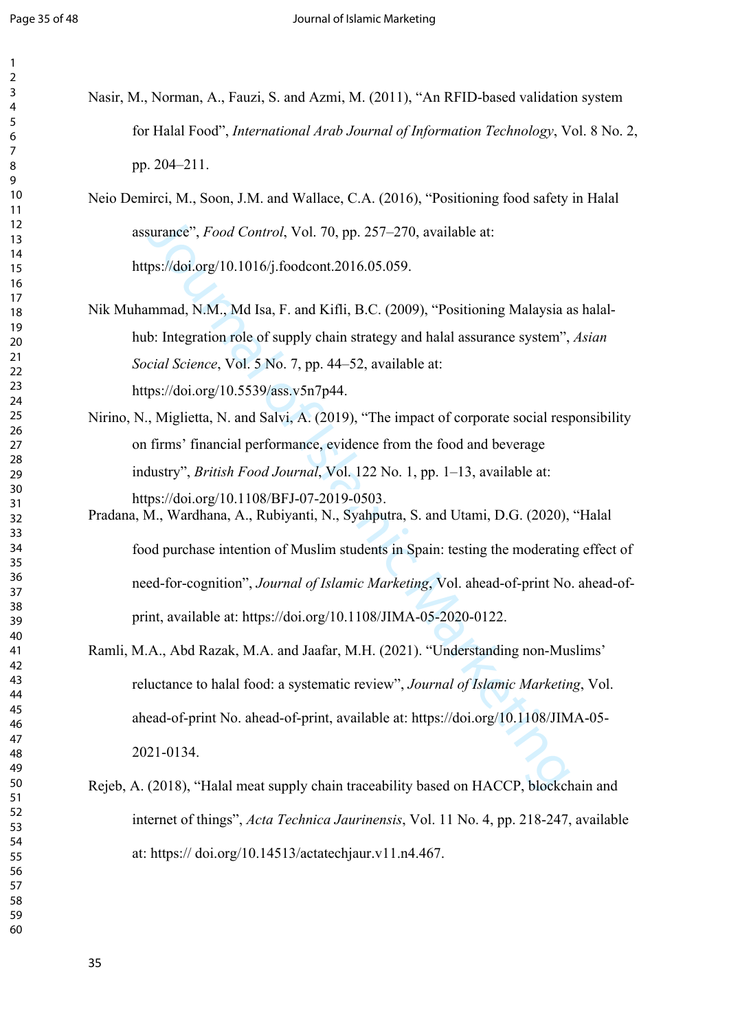Nasir, M., Norman, A., Fauzi, S. and Azmi, M. (2011), "An RFID-based validation system for Halal Food", *International Arab Journal of Information Technology*, Vol. 8 No. 2, pp. 204–211.

Neio Demirci, M., Soon, J.M. and Wallace, C.A. (2016), "Positioning food safety in Halal assurance", *Food Control*, Vol. 70, pp. 257–270, available at: https://doi.org/10.1016/j.foodcont.2016.05.059.

Nik Muhammad, N.M., Md Isa, F. and Kifli, B.C. (2009), "Positioning Malaysia as halal-hub: Integration role of supply chain strategy and halal assurance system", *Asian Social Science*, Vol. 5 No. 7, pp. 44–52, available at: https://doi.org/10.5539/ass.v5n7p44.

Nirino, N., Miglietta, N. and Salvi, A. (2019), "The impact of corporate social responsibility on firms' financial performance, evidence from the food and beverage industry", *British Food Journal*, Vol. 122 No. 1, pp. 1–13, available at: https://doi.org/10.1108/BFJ-07-2019-0503.

Pradana, M., Wardhana, A., Rubiyanti, N., Syahputra, S. and Utami, D.G. (2020), "Halal food purchase intention of Muslim students in Spain: testing the moderating effect of need-for-cognition", *Journal of Islamic Marketing*, Vol. ahead-of-print No. ahead-of-print, available at: https://doi.org/10.1108/JIMA-05-2020-0122.

Ramli, M.A., Abd Razak, M.A. and Jaafar, M.H. (2021). "Understanding non-Muslims' reluctance to halal food: a systematic review", *Journal of Islamic Marketing*, Vol. ahead-of-print No. ahead-of-print, available at: https://doi.org/10.1108/JIMA-05-2021-0134.

Rejeb, A. (2018), "Halal meat supply chain traceability based on HACCP, blockchain and internet of things", *Acta Technica Jaurinensis*, Vol. 11 No. 4, pp. 218-247, available at: https:// doi.org/10.14513/actatechjaur.v11.n4.467.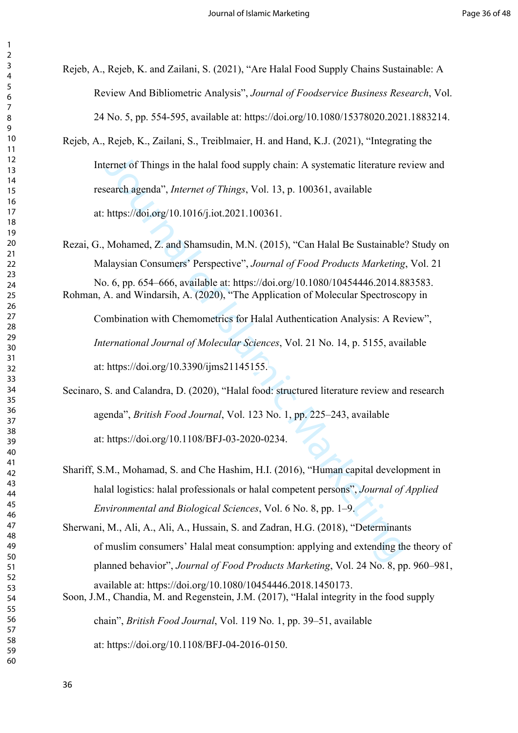Rejeb, A., Rejeb, K. and Zailani, S. (2021), "Are Halal Food Supply Chains Sustainable: A Review And Bibliometric Analysis", *Journal of Foodservice Business Research*, Vol. 24 No. 5, pp. 554-595, available at: https://doi.org/10.1080/15378020.2021.1883214.

Rejeb, A., Rejeb, K., Zailani, S., Treiblmaier, H. and Hand, K.J. (2021), "Integrating the Internet of Things in the halal food supply chain: A systematic literature review and research agenda", *Internet of Things*, Vol. 13, p. 100361, available at: https://doi.org/10.1016/j.iot.2021.100361.

Rezai, G., Mohamed, Z. and Shamsudin, M.N. (2015), "Can Halal Be Sustainable? Study on Malaysian Consumers' Perspective", *Journal of Food Products Marketing*, Vol. 21 No. 6, pp. 654–666, available at: https://doi.org/10.1080/10454446.2014.883583.

Rohman, A. and Windarsih, A. (2020), "The Application of Molecular Spectroscopy in Combination with Chemometrics for Halal Authentication Analysis: A Review", *International Journal of Molecular Sciences*, Vol. 21 No. 14, p. 5155, available at: https://doi.org/10.3390/ijms21145155.

Secinaro, S. and Calandra, D. (2020), "Halal food: structured literature review and research agenda", *British Food Journal*, Vol. 123 No. 1, pp. 225–243, available at: https://doi.org/10.1108/BFJ-03-2020-0234.

Shariff, S.M., Mohamad, S. and Che Hashim, H.I. (2016), "Human capital development in halal logistics: halal professionals or halal competent persons", *Journal of Applied Environmental and Biological Sciences*, Vol. 6 No. 8, pp. 1–9.

Sherwani, M., Ali, A., Ali, A., Hussain, S. and Zadran, H.G. (2018), "Determinants of muslim consumers' Halal meat consumption: applying and extending the theory of planned behavior", *Journal of Food Products Marketing*, Vol. 24 No. 8, pp. 960–981, available at: https://doi.org/10.1080/10454446.2018.1450173.

Soon, J.M., Chandia, M. and Regenstein, J.M. (2017), "Halal integrity in the food supply chain", *British Food Journal*, Vol. 119 No. 1, pp. 39–51, available at: https://doi.org/10.1108/BFJ-04-2016-0150.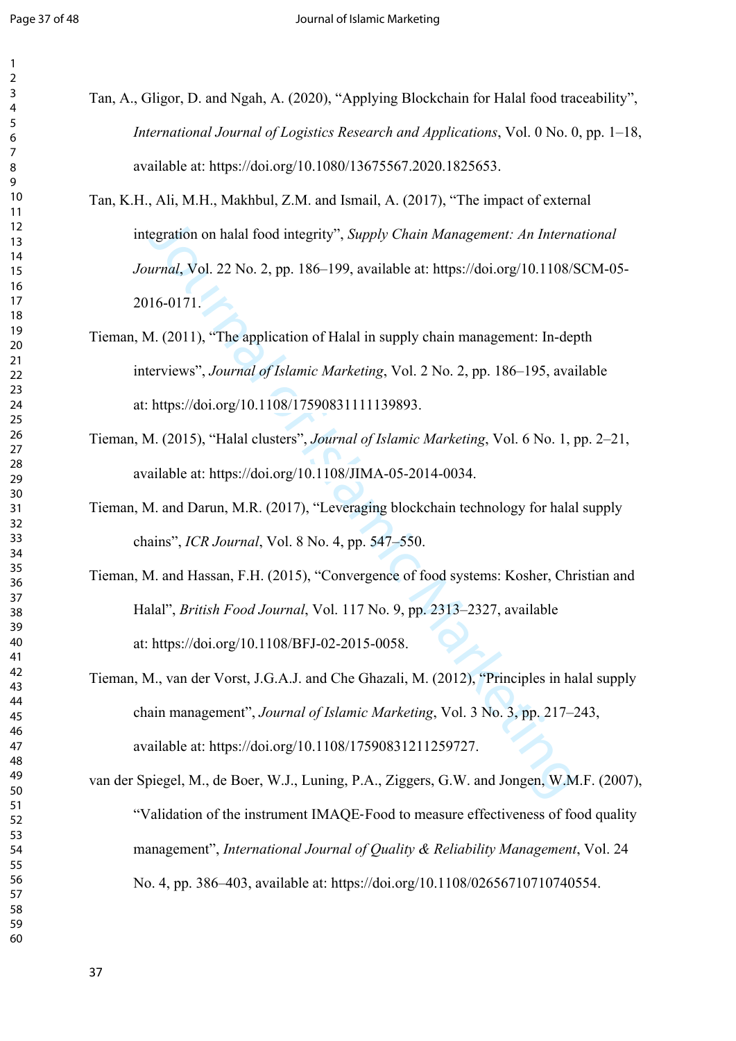Tan, A., Gligor, D. and Ngah, A. (2020), “Applying Blockchain for Halal food traceability”, *International Journal of Logistics Research and Applications*, Vol. 0 No. 0, pp. 1–18, available at: https://doi.org/10.1080/13675567.2020.1825653.

Tan, K.H., Ali, M.H., Makhbul, Z.M. and Ismail, A. (2017), “The impact of external integration on halal food integrity”, *Supply Chain Management: An International Journal*, Vol. 22 No. 2, pp. 186–199, available at: https://doi.org/10.1108/SCM-05-2016-0171.

Tieman, M. (2011), “The application of Halal in supply chain management: In-depth interviews”, *Journal of Islamic Marketing*, Vol. 2 No. 2, pp. 186–195, available at: https://doi.org/10.1108/17590831111139893.

Tieman, M. (2015), “Halal clusters”, *Journal of Islamic Marketing*, Vol. 6 No. 1, pp. 2–21, available at: https://doi.org/10.1108/JIMA-05-2014-0034.

Tieman, M. and Darun, M.R. (2017), “Leveraging blockchain technology for halal supply chains”, *ICR Journal*, Vol. 8 No. 4, pp. 547–550.

Tieman, M. and Hassan, F.H. (2015), “Convergence of food systems: Kosher, Christian and Halal”, *British Food Journal*, Vol. 117 No. 9, pp. 2313–2327, available at: https://doi.org/10.1108/BFJ-02-2015-0058.

Tieman, M., van der Vorst, J.G.A.J. and Che Ghazali, M. (2012), “Principles in halal supply chain management”, *Journal of Islamic Marketing*, Vol. 3 No. 3, pp. 217–243, available at: https://doi.org/10.1108/17590831211259727.

van der Spiegel, M., de Boer, W.J., Luning, P.A., Ziggers, G.W. and Jongen, W.M.F. (2007), “Validation of the instrument IMAQE-Food to measure effectiveness of food quality management”, *International Journal of Quality & Reliability Management*, Vol. 24 No. 4, pp. 386–403, available at: https://doi.org/10.1108/02656710710740554.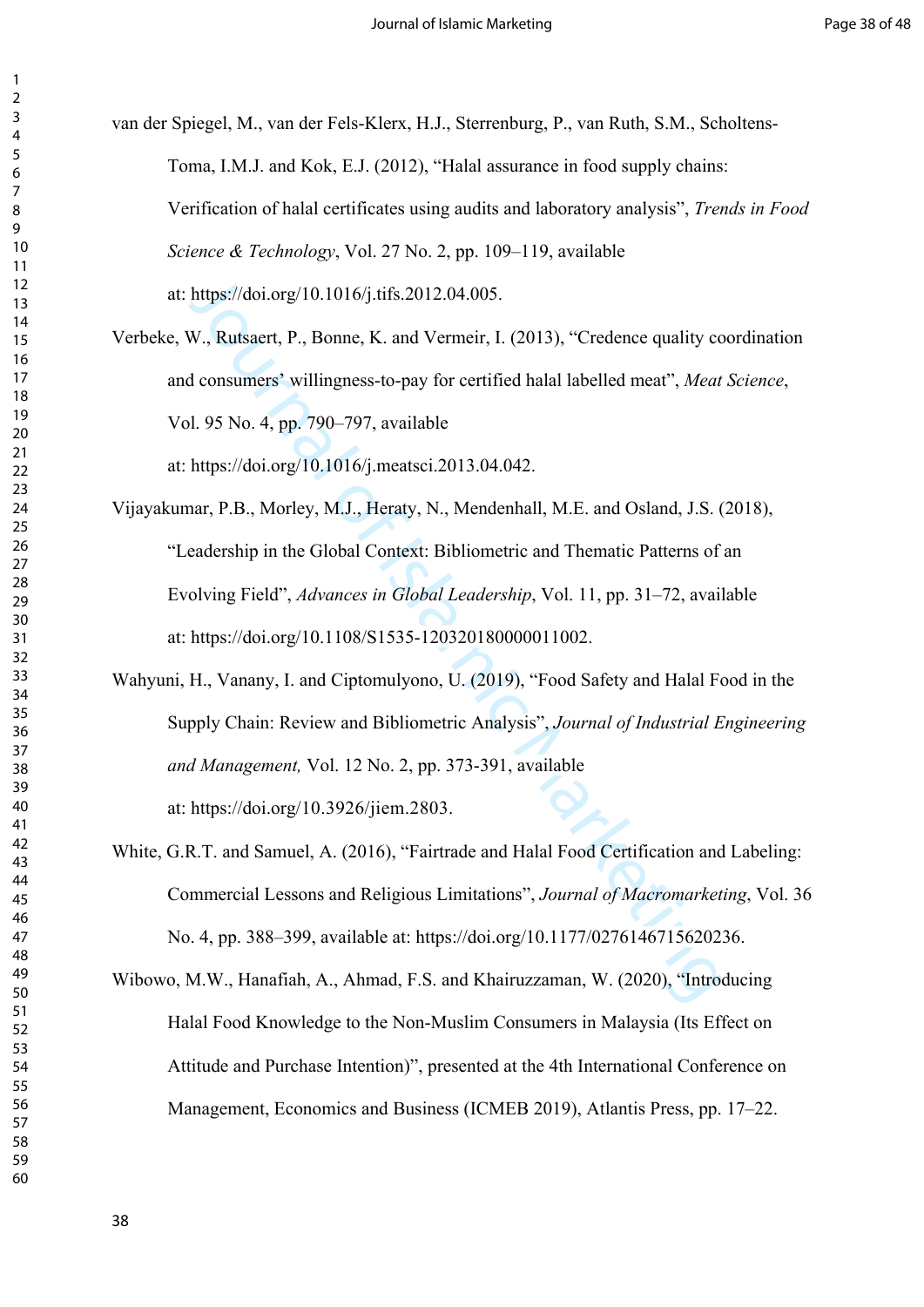van der Spiegel, M., van der Fels-Klerx, H.J., Sterrenburg, P., van Ruth, S.M., Scholtens-Toma, I.M.J. and Kok, E.J. (2012), "Halal assurance in food supply chains: Verification of halal certificates using audits and laboratory analysis", *Trends in Food Science & Technology*, Vol. 27 No. 2, pp. 109–119, available at: https://doi.org/10.1016/j.tifs.2012.04.005.

Verbeke, W., Rutsaert, P., Bonne, K. and Vermeir, I. (2013), "Credence quality coordination and consumers' willingness-to-pay for certified halal labelled meat", *Meat Science*, Vol. 95 No. 4, pp. 790–797, available at: https://doi.org/10.1016/j.meatsci.2013.04.042.

Vijayakumar, P.B., Morley, M.J., Heraty, N., Mendenhall, M.E. and Osland, J.S. (2018), "Leadership in the Global Context: Bibliometric and Thematic Patterns of an Evolving Field", *Advances in Global Leadership*, Vol. 11, pp. 31–72, available at: https://doi.org/10.1108/S1535-120320180000011002.

Wahyuni, H., Vanany, I. and Ciptomulyono, U. (2019), "Food Safety and Halal Food in the Supply Chain: Review and Bibliometric Analysis", *Journal of Industrial Engineering and Management,* Vol. 12 No. 2, pp. 373-391, available at: https://doi.org/10.3926/jiem.2803.

White, G.R.T. and Samuel, A. (2016), "Fairtrade and Halal Food Certification and Labeling: Commercial Lessons and Religious Limitations", *Journal of Macromarketing*, Vol. 36 No. 4, pp. 388–399, available at: https://doi.org/10.1177/0276146715620236.

Wibowo, M.W., Hanafiah, A., Ahmad, F.S. and Khairuzzaman, W. (2020), "Introducing Halal Food Knowledge to the Non-Muslim Consumers in Malaysia (Its Effect on Attitude and Purchase Intention)", presented at the 4th International Conference on Management, Economics and Business (ICMEB 2019), Atlantis Press, pp. 17–22.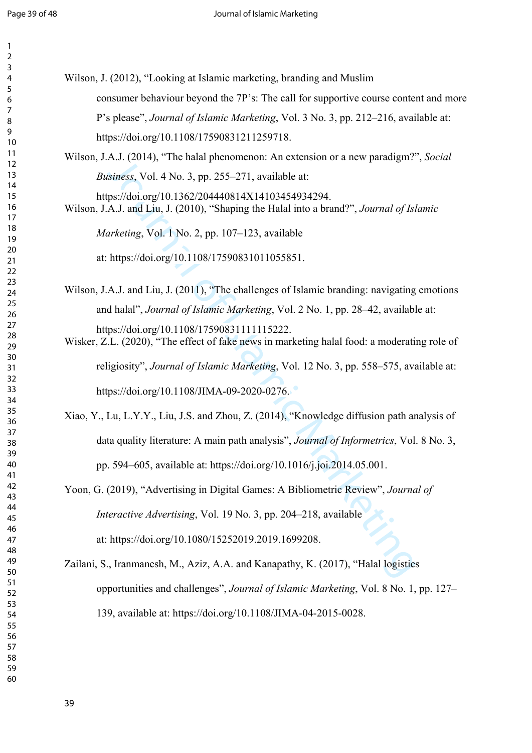Wilson, J. (2012), "Looking at Islamic marketing, branding and Muslim consumer behaviour beyond the 7P's: The call for supportive course content and more P's please", *Journal of Islamic Marketing*, Vol. 3 No. 3, pp. 212–216, available at: https://doi.org/10.1108/17590831211259718.

Wilson, J.A.J. (2014), "The halal phenomenon: An extension or a new paradigm?", *Social Business*, Vol. 4 No. 3, pp. 255–271, available at: https://doi.org/10.1362/204440814X14103454934294.

Wilson, J.A.J. and Liu, J. (2010), "Shaping the Halal into a brand?", *Journal of Islamic Marketing*, Vol. 1 No. 2, pp. 107–123, available at: https://doi.org/10.1108/17590831011055851.

Wilson, J.A.J. and Liu, J. (2011), "The challenges of Islamic branding: navigating emotions and halal", *Journal of Islamic Marketing*, Vol. 2 No. 1, pp. 28–42, available at: https://doi.org/10.1108/17590831111115222.

Wisker, Z.L. (2020), "The effect of fake news in marketing halal food: a moderating role of religiosity", *Journal of Islamic Marketing*, Vol. 12 No. 3, pp. 558–575, available at: https://doi.org/10.1108/JIMA-09-2020-0276.

Xiao, Y., Lu, L.Y.Y., Liu, J.S. and Zhou, Z. (2014), "Knowledge diffusion path analysis of data quality literature: A main path analysis", *Journal of Informetrics*, Vol. 8 No. 3, pp. 594–605, available at: https://doi.org/10.1016/j.joi.2014.05.001.

Yoon, G. (2019), "Advertising in Digital Games: A Bibliometric Review", *Journal of Interactive Advertising*, Vol. 19 No. 3, pp. 204–218, available at: https://doi.org/10.1080/15252019.2019.1699208.

Zailani, S., Iranmanesh, M., Aziz, A.A. and Kanapathy, K. (2017), "Halal logistics opportunities and challenges", *Journal of Islamic Marketing*, Vol. 8 No. 1, pp. 127–139, available at: https://doi.org/10.1108/JIMA-04-2015-0028.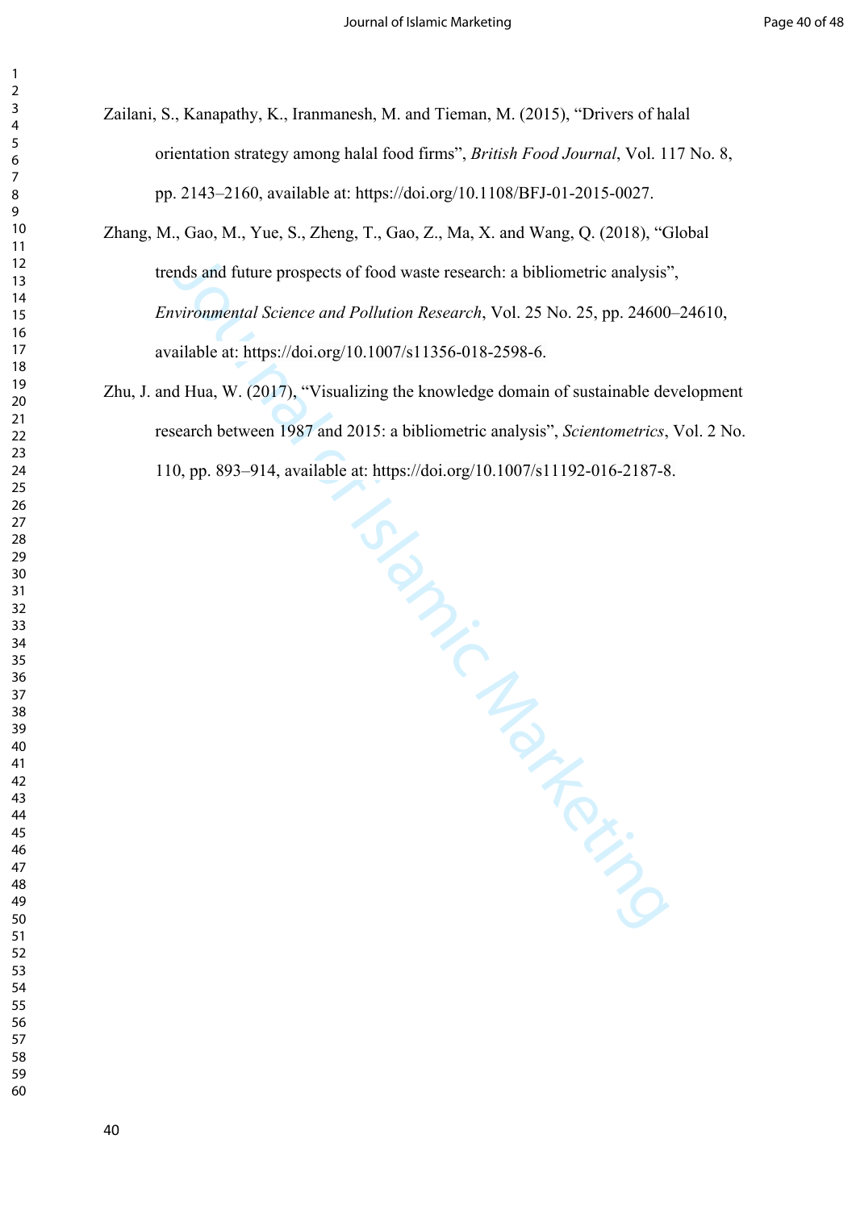Zailani, S., Kanapathy, K., Iranmanesh, M. and Tieman, M. (2015), "Drivers of halal orientation strategy among halal food firms", *British Food Journal*, Vol. 117 No. 8, pp. 2143–2160, available at: https://doi.org/10.1108/BFJ-01-2015-0027.

Zhang, M., Gao, M., Yue, S., Zheng, T., Gao, Z., Ma, X. and Wang, Q. (2018), "Global trends and future prospects of food waste research: a bibliometric analysis", *Environmental Science and Pollution Research*, Vol. 25 No. 25, pp. 24600–24610, available at: https://doi.org/10.1007/s11356-018-2598-6.

Zhu, J. and Hua, W. (2017), "Visualizing the knowledge domain of sustainable development research between 1987 and 2015: a bibliometric analysis", *Scientometrics*, Vol. 2 No. 110, pp. 893–914, available at: https://doi.org/10.1007/s11192-016-2187-8.